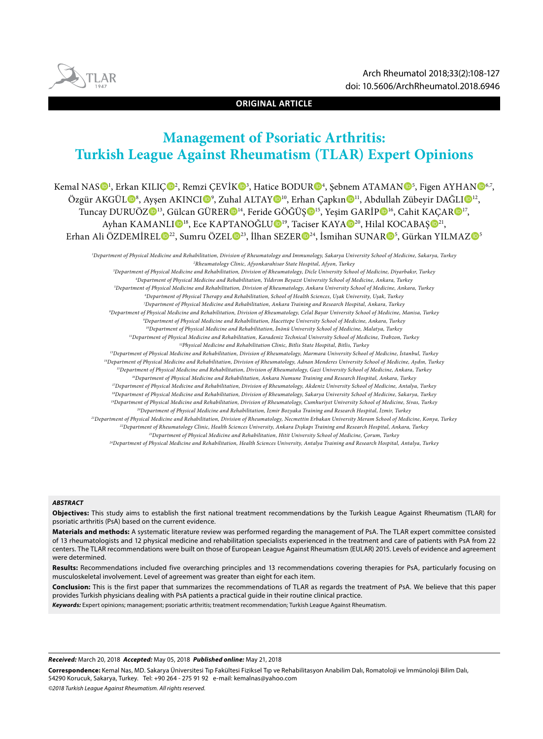**ORIGINAL ARTICLE**

# Management of Psoriatic Arthritis: Turkish League Against Rheumatism (TLAR) Expert Opinions

Kemal NAS[1], Erkan KILIÇ[2], Remzi ÇEVİK[3], Hatice BODUR[4], Şebnem ATAMAN[5], Figen AYHAN[6,7], Özgür AKGÜL[8], Ayşen AKINCI[9], Zuhal ALTAY[10], Erhan Çapkın[11], Abdullah Zübeyir DAĞLI[12], Tuncay DURUÖZ[13], Gülcan GÜRER[14], Feride GÖĞÜŞ[15], Yeşim GARİP[16], Cahit KAÇAR[17], Ayhan KAMANLI[18], Ece KAPTANOĞLU[19], Taciser KAYA[20], Hilal KOCABAŞ[21], Erhan Ali ÖZDEMİREL[22], Sumru ÖZEL[23], İlhan SEZER[24], İsmihan SUNAR[5], Gürkan YILMAZ[5]

[1]Department of Physical Medicine and Rehabilitation, Division of Rheumatology and Immunology, Sakarya University School of Medicine, Sakarya, Turkey
[2]Rheumatology Clinic, Afyonkarahisar State Hospital, Afyon, Turkey
[3]Department of Physical Medicine and Rehabilitation, Division of Rheumatology, Dicle University School of Medicine, Diyarbakır, Turkey
[4]Department of Physical Medicine and Rehabilitation, Yıldırım Beyazıt University School of Medicine, Ankara, Turkey
[5]Department of Physical Medicine and Rehabilitation, Division of Rheumatology, Ankara University School of Medicine, Ankara, Turkey
[6]Department of Physical Therapy and Rehabilitation, School of Health Sciences, Uşak University, Uşak, Turkey
[7]Department of Physical Medicine and Rehabilitation, Ankara Training and Research Hospital, Ankara, Turkey
[8]Department of Physical Medicine and Rehabilitation, Division of Rheumatology, Celal Bayar University School of Medicine, Manisa, Turkey
[9]Department of Physical Medicine and Rehabilitation, Hacettepe University School of Medicine, Ankara, Turkey
[10]Department of Physical Medicine and Rehabilitation, İnönü University School of Medicine, Malatya, Turkey
[11]Department of Physical Medicine and Rehabilitation, Karadeniz Technical University School of Medicine, Trabzon, Turkey
[12]Physical Medicine and Rehabilitation Clinic, Bitlis State Hospital, Bitlis, Turkey
[13]Department of Physical Medicine and Rehabilitation, Division of Rheumatology, Marmara University School of Medicine, İstanbul, Turkey
[14]Department of Physical Medicine and Rehabilitation, Division of Rheumatology, Adnan Menderes University School of Medicine, Aydın, Turkey
[15]Department of Physical Medicine and Rehabilitation, Division of Rheumatology, Gazi University School of Medicine, Ankara, Turkey
[16]Department of Physical Medicine and Rehabilitation, Ankara Numune Training and Research Hospital, Ankara, Turkey
[17]Department of Physical Medicine and Rehabilitation, Division of Rheumatology, Akdeniz University School of Medicine, Antalya, Turkey
[18]Department of Physical Medicine and Rehabilitation, Division of Rheumatology, Sakarya University School of Medicine, Sakarya, Turkey
[19]Department of Physical Medicine and Rehabilitation, Division of Rheumatology, Cumhuriyet University School of Medicine, Sivas, Turkey
[20]Department of Physical Medicine and Rehabilitation, İzmir Bozyaka Training and Research Hospital, İzmir, Turkey
[21]Department of Physical Medicine and Rehabilitation, Division of Rheumatology, Necmettin Erbakan University Meram School of Medicine, Konya, Turkey
[22]Department of Rheumatology Clinic, Health Sciences University, Ankara Dışkapı Training and Research Hospital, Ankara, Turkey
[23]Department of Physical Medicine and Rehabilitation, Hitit University School of Medicine, Çorum, Turkey
[24]Department of Physical Medicine and Rehabilitation, Health Sciences University, Antalya Training and Research Hospital, Antalya, Turkey

### ABSTRACT

**Objectives:** This study aims to establish the first national treatment recommendations by the Turkish League Against Rheumatism (TLAR) for psoriatic arthritis (PsA) based on the current evidence.

**Materials and methods:** A systematic literature review was performed regarding the management of PsA. The TLAR expert committee consisted of 13 rheumatologists and 12 physical medicine and rehabilitation specialists experienced in the treatment and care of patients with PsA from 22 centers. The TLAR recommendations were built on those of European League Against Rheumatism (EULAR) 2015. Levels of evidence and agreement were determined.

**Results:** Recommendations included five overarching principles and 13 recommendations covering therapies for PsA, particularly focusing on musculoskeletal involvement. Level of agreement was greater than eight for each item.

**Conclusion:** This is the first paper that summarizes the recommendations of TLAR as regards the treatment of PsA. We believe that this paper provides Turkish physicians dealing with PsA patients a practical guide in their routine clinical practice.

***Keywords:*** Expert opinions; management; psoriatic arthritis; treatment recommendation; Turkish League Against Rheumatism.

***Received:*** March 20, 2018 ***Accepted:*** May 05, 2018 ***Published online:*** May 21, 2018

**Correspondence:** Kemal Nas, MD. Sakarya Üniversitesi Tıp Fakültesi Fiziksel Tıp ve Rehabilitasyon Anabilim Dalı, Romatoloji ve İmmünoloji Bilim Dalı, 54290 Korucuk, Sakarya, Turkey. Tel: +90 264 - 275 91 92 e-mail: kemalnas@yahoo.com

*©2018 Turkish League Against Rheumatism. All rights reserved.*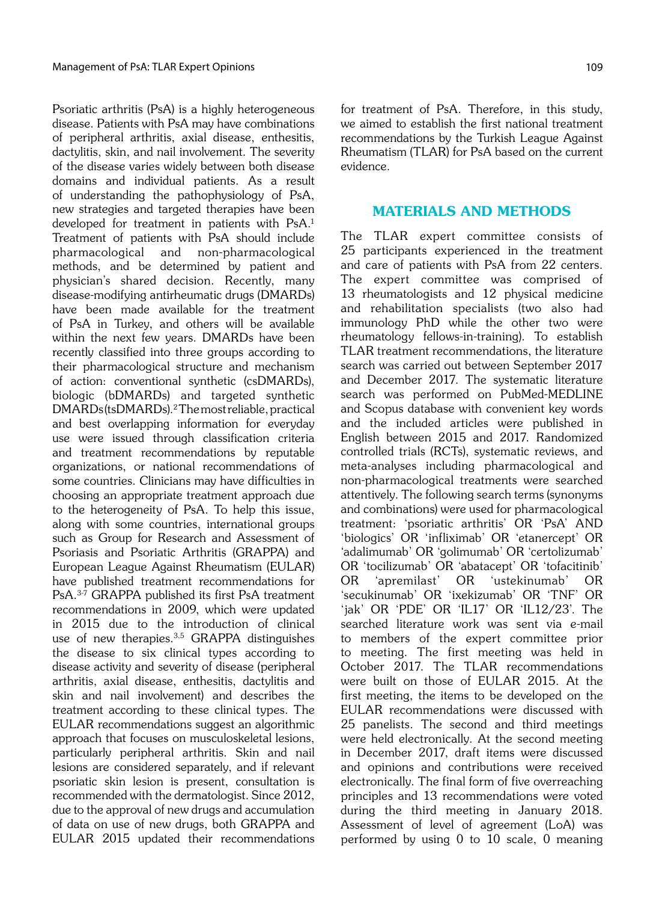Psoriatic arthritis (PsA) is a highly heterogeneous disease. Patients with PsA may have combinations of peripheral arthritis, axial disease, enthesitis, dactylitis, skin, and nail involvement. The severity of the disease varies widely between both disease domains and individual patients. As a result of understanding the pathophysiology of PsA, new strategies and targeted therapies have been developed for treatment in patients with PsA.[1] Treatment of patients with PsA should include pharmacological and non-pharmacological methods, and be determined by patient and physician's shared decision. Recently, many disease-modifying antirheumatic drugs (DMARDs) have been made available for the treatment of PsA in Turkey, and others will be available within the next few years. DMARDs have been recently classified into three groups according to their pharmacological structure and mechanism of action: conventional synthetic (csDMARDs), biologic (bDMARDs) and targeted synthetic DMARDs (tsDMARDs).[2] The most reliable, practical and best overlapping information for everyday use were issued through classification criteria and treatment recommendations by reputable organizations, or national recommendations of some countries. Clinicians may have difficulties in choosing an appropriate treatment approach due to the heterogeneity of PsA. To help this issue, along with some countries, international groups such as Group for Research and Assessment of Psoriasis and Psoriatic Arthritis (GRAPPA) and European League Against Rheumatism (EULAR) have published treatment recommendations for PsA.[3-7] GRAPPA published its first PsA treatment recommendations in 2009, which were updated in 2015 due to the introduction of clinical use of new therapies.[3,5] GRAPPA distinguishes the disease to six clinical types according to disease activity and severity of disease (peripheral arthritis, axial disease, enthesitis, dactylitis and skin and nail involvement) and describes the treatment according to these clinical types. The EULAR recommendations suggest an algorithmic approach that focuses on musculoskeletal lesions, particularly peripheral arthritis. Skin and nail lesions are considered separately, and if relevant psoriatic skin lesion is present, consultation is recommended with the dermatologist. Since 2012, due to the approval of new drugs and accumulation of data on use of new drugs, both GRAPPA and EULAR 2015 updated their recommendations for treatment of PsA. Therefore, in this study, we aimed to establish the first national treatment recommendations by the Turkish League Against Rheumatism (TLAR) for PsA based on the current evidence.

## MATERIALS AND METHODS

The TLAR expert committee consists of 25 participants experienced in the treatment and care of patients with PsA from 22 centers. The expert committee was comprised of 13 rheumatologists and 12 physical medicine and rehabilitation specialists (two also had immunology PhD while the other two were rheumatology fellows-in-training). To establish TLAR treatment recommendations, the literature search was carried out between September 2017 and December 2017. The systematic literature search was performed on PubMed-MEDLINE and Scopus database with convenient key words and the included articles were published in English between 2015 and 2017. Randomized controlled trials (RCTs), systematic reviews, and meta-analyses including pharmacological and non-pharmacological treatments were searched attentively. The following search terms (synonyms and combinations) were used for pharmacological treatment: 'psoriatic arthritis' OR 'PsA' AND 'biologics' OR 'infliximab' OR 'etanercept' OR 'adalimumab' OR 'golimumab' OR 'certolizumab' OR 'tocilizumab' OR 'abatacept' OR 'tofacitinib' OR 'apremilast' OR 'ustekinumab' OR 'secukinumab' OR 'ixekizumab' OR 'TNF' OR 'jak' OR 'PDE' OR 'IL17' OR 'IL12/23'. The searched literature work was sent via e-mail to members of the expert committee prior to meeting. The first meeting was held in October 2017. The TLAR recommendations were built on those of EULAR 2015. At the first meeting, the items to be developed on the EULAR recommendations were discussed with 25 panelists. The second and third meetings were held electronically. At the second meeting in December 2017, draft items were discussed and opinions and contributions were received electronically. The final form of five overreaching principles and 13 recommendations were voted during the third meeting in January 2018. Assessment of level of agreement (LoA) was performed by using 0 to 10 scale, 0 meaning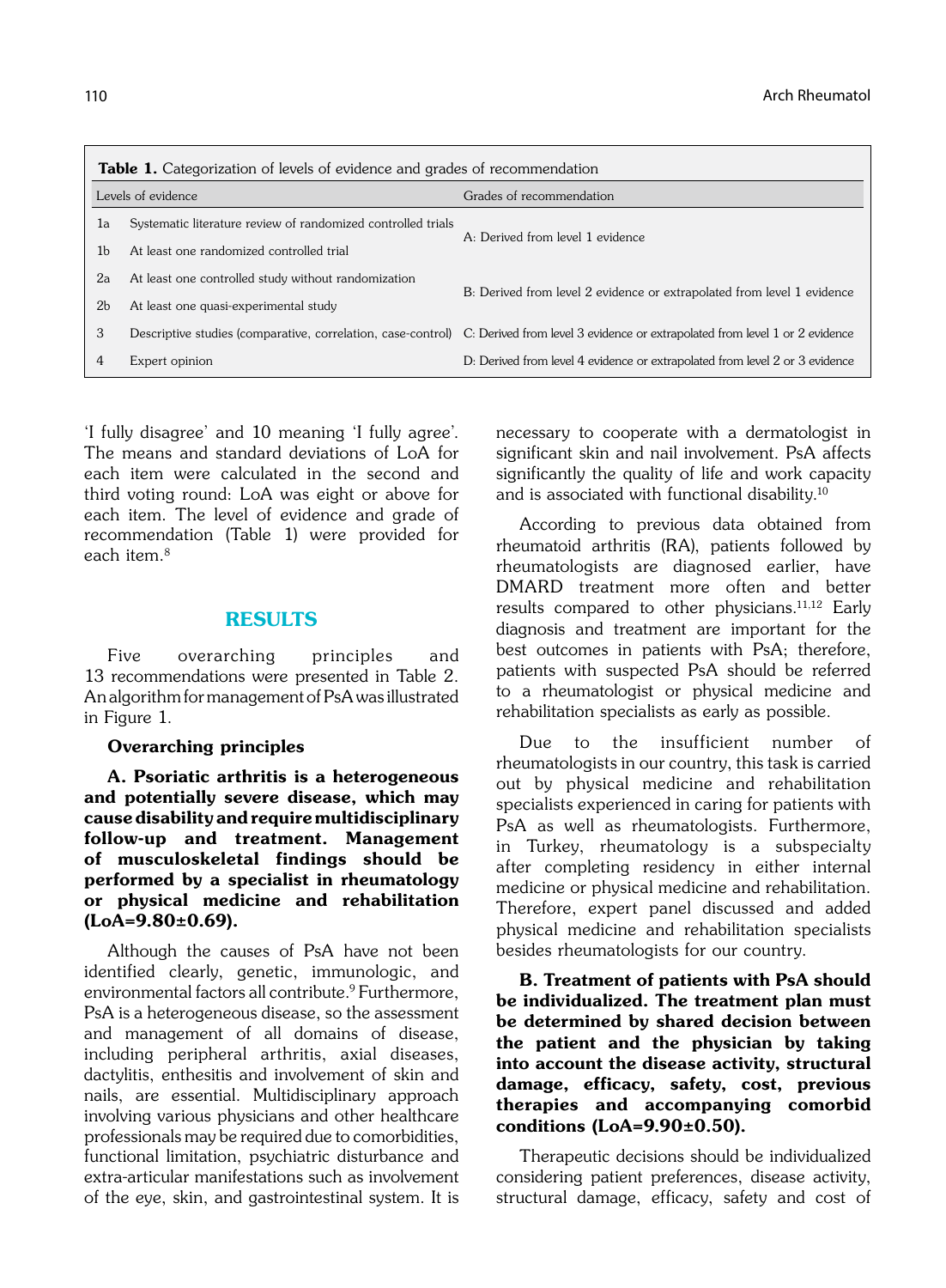**Table 1.** Categorization of levels of evidence and grades of recommendation

| Levels of evidence | | Grades of recommendation |
|---|---|---|
| 1a | Systematic literature review of randomized controlled trials | A: Derived from level 1 evidence |
| 1b | At least one randomized controlled trial | |
| 2a | At least one controlled study without randomization | B: Derived from level 2 evidence or extrapolated from level 1 evidence |
| 2b | At least one quasi-experimental study | |
| 3 | Descriptive studies (comparative, correlation, case-control) | C: Derived from level 3 evidence or extrapolated from level 1 or 2 evidence |
| 4 | Expert opinion | D: Derived from level 4 evidence or extrapolated from level 2 or 3 evidence |

'I fully disagree' and 10 meaning 'I fully agree'. The means and standard deviations of LoA for each item were calculated in the second and third voting round: LoA was eight or above for each item. The level of evidence and grade of recommendation (Table 1) were provided for each item.[8]

## RESULTS

Five overarching principles and 13 recommendations were presented in Table 2. An algorithm for management of PsA was illustrated in Figure 1.

### Overarching principles

**A. Psoriatic arthritis is a heterogeneous and potentially severe disease, which may cause disability and require multidisciplinary follow-up and treatment. Management of musculoskeletal findings should be performed by a specialist in rheumatology or physical medicine and rehabilitation (LoA=9.80±0.69).**

Although the causes of PsA have not been identified clearly, genetic, immunologic, and environmental factors all contribute.[9] Furthermore, PsA is a heterogeneous disease, so the assessment and management of all domains of disease, including peripheral arthritis, axial diseases, dactylitis, enthesitis and involvement of skin and nails, are essential. Multidisciplinary approach involving various physicians and other healthcare professionals may be required due to comorbidities, functional limitation, psychiatric disturbance and extra-articular manifestations such as involvement of the eye, skin, and gastrointestinal system. It is necessary to cooperate with a dermatologist in significant skin and nail involvement. PsA affects significantly the quality of life and work capacity and is associated with functional disability.[10]

According to previous data obtained from rheumatoid arthritis (RA), patients followed by rheumatologists are diagnosed earlier, have DMARD treatment more often and better results compared to other physicians.[11,12] Early diagnosis and treatment are important for the best outcomes in patients with PsA; therefore, patients with suspected PsA should be referred to a rheumatologist or physical medicine and rehabilitation specialists as early as possible.

Due to the insufficient number of rheumatologists in our country, this task is carried out by physical medicine and rehabilitation specialists experienced in caring for patients with PsA as well as rheumatologists. Furthermore, in Turkey, rheumatology is a subspecialty after completing residency in either internal medicine or physical medicine and rehabilitation. Therefore, expert panel discussed and added physical medicine and rehabilitation specialists besides rheumatologists for our country.

**B. Treatment of patients with PsA should be individualized. The treatment plan must be determined by shared decision between the patient and the physician by taking into account the disease activity, structural damage, efficacy, safety, cost, previous therapies and accompanying comorbid conditions (LoA=9.90±0.50).**

Therapeutic decisions should be individualized considering patient preferences, disease activity, structural damage, efficacy, safety and cost of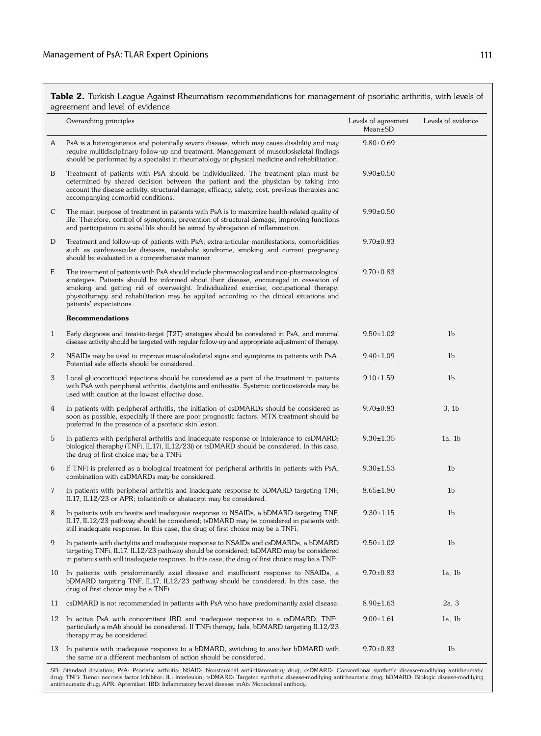**Table 2.** Turkish League Against Rheumatism recommendations for management of psoriatic arthritis, with levels of agreement and level of evidence

| | Overarching principles | Levels of agreement Mean±SD | Levels of evidence |
|---|---|---|---|
| A | PsA is a heterogeneous and potentially severe disease, which may cause disability and may require multidisciplinary follow-up and treatment. Management of musculoskeletal findings should be performed by a specialist in rheumatology or physical medicine and rehabilitation. | 9.80±0.69 | |
| B | Treatment of patients with PsA should be individualized. The treatment plan must be determined by shared decision between the patient and the physician by taking into account the disease activity, structural damage, efficacy, safety, cost, previous therapies and accompanying comorbid conditions. | 9.90±0.50 | |
| C | The main purpose of treatment in patients with PsA is to maximize health-related quality of life. Therefore, control of symptoms, prevention of structural damage, improving functions and participation in social life should be aimed by abrogation of inflammation. | 9.90±0.50 | |
| D | Treatment and follow-up of patients with PsA; extra-articular manifestations, comorbidities such as cardiovascular diseases, metabolic syndrome, smoking and current pregnancy should be evaluated in a comprehensive manner. | 9.70±0.83 | |
| E | The treatment of patients with PsA should include pharmacological and non-pharmacological strategies. Patients should be informed about their disease, encouraged in cessation of smoking and getting rid of overweight. Individualized exercise, occupational therapy, physiotherapy and rehabilitation may be applied according to the clinical situations and patients' expectations. | 9.70±0.83 | |
| | **Recommendations** | | |
| 1 | Early diagnosis and treat-to-target (T2T) strategies should be considered in PsA, and minimal disease activity should be targeted with regular follow-up and appropriate adjustment of therapy. | 9.50±1.02 | 1b |
| 2 | NSAIDs may be used to improve musculoskeletal signs and symptoms in patients with PsA. Potential side effects should be considered. | 9.40±1.09 | 1b |
| 3 | Local glucocorticoid injections should be considered as a part of the treatment in patients with PsA with peripheral arthritis, dactylitis and enthesitis. Systemic corticosteroids may be used with caution at the lowest effective dose. | 9.10±1.59 | 1b |
| 4 | In patients with peripheral arthritis, the initiation of csDMARDs should be considered as soon as possible, especially if there are poor prognostic factors. MTX treatment should be preferred in the presence of a psoriatic skin lesion. | 9.70±0.83 | 3, 1b |
| 5 | In patients with peripheral arthritis and inadequate response or intolerance to csDMARD; biological theraphy (TNFi, IL17i, IL12/23i) or tsDMARD should be considered. In this case, the drug of first choice may be a TNFi. | 9.30±1.35 | 1a, 1b |
| 6 | If TNFi is preferred as a biological treatment for peripheral arthritis in patients with PsA, combination with csDMARDs may be considered. | 9.30±1.53 | 1b |
| 7 | In patients with peripheral arthritis and inadequate response to bDMARD targeting TNF, IL17, IL12/23 or APR; tofacitinib or abatacept may be considered. | 8.65±1.80 | 1b |
| 8 | In patients with enthesitis and inadequate response to NSAIDs, a bDMARD targeting TNF, IL17, IL12/23 pathway should be considered; tsDMARD may be considered in patients with still inadequate response. In this case, the drug of first choice may be a TNFi. | 9.30±1.15 | 1b |
| 9 | In patients with dactylitis and inadequate response to NSAIDs and csDMARDs, a bDMARD targeting TNFi, IL17, IL12/23 pathway should be considered; tsDMARD may be considered in patients with still inadequate response. In this case, the drug of first choice may be a TNFi. | 9.50±1.02 | 1b |
| 10 | In patients with predominantly axial disease and insufficient response to NSAIDs, a bDMARD targeting TNF, IL17, IL12/23 pathway should be considered. In this case, the drug of first choice may be a TNFi. | 9.70±0.83 | 1a, 1b |
| 11 | csDMARD is not recommended in patients with PsA who have predominantly axial disease. | 8.90±1.63 | 2a, 3 |
| 12 | In active PsA with concomitant IBD and inadequate response to a csDMARD, TNFi, particularly a mAb should be considered. If TNFi therapy fails, bDMARD targeting IL12/23 therapy may be considered. | 9.00±1.61 | 1a, 1b |
| 13 | In patients with inadequate response to a bDMARD, switching to another bDMARD with the same or a different mechanism of action should be considered. | 9.70±0.83 | 1b |

SD: Standard deviation; PsA: Psoriatic arthritis; NSAID: Nonsteroidal antiinflammatory drug; csDMARD: Conventional synthetic disease-modifying antirheumatic drug; TNFi: Tumor necrosis factor inhibitor; IL: Interleukin; tsDMARD: Targeted synthetic disease-modifying antirheumatic drug; bDMARD: Biologic disease-modifying antirheumatic drug; APR: Apremilast; IBD: Inflammatory bowel disease; mAb: Monoclonal antibody.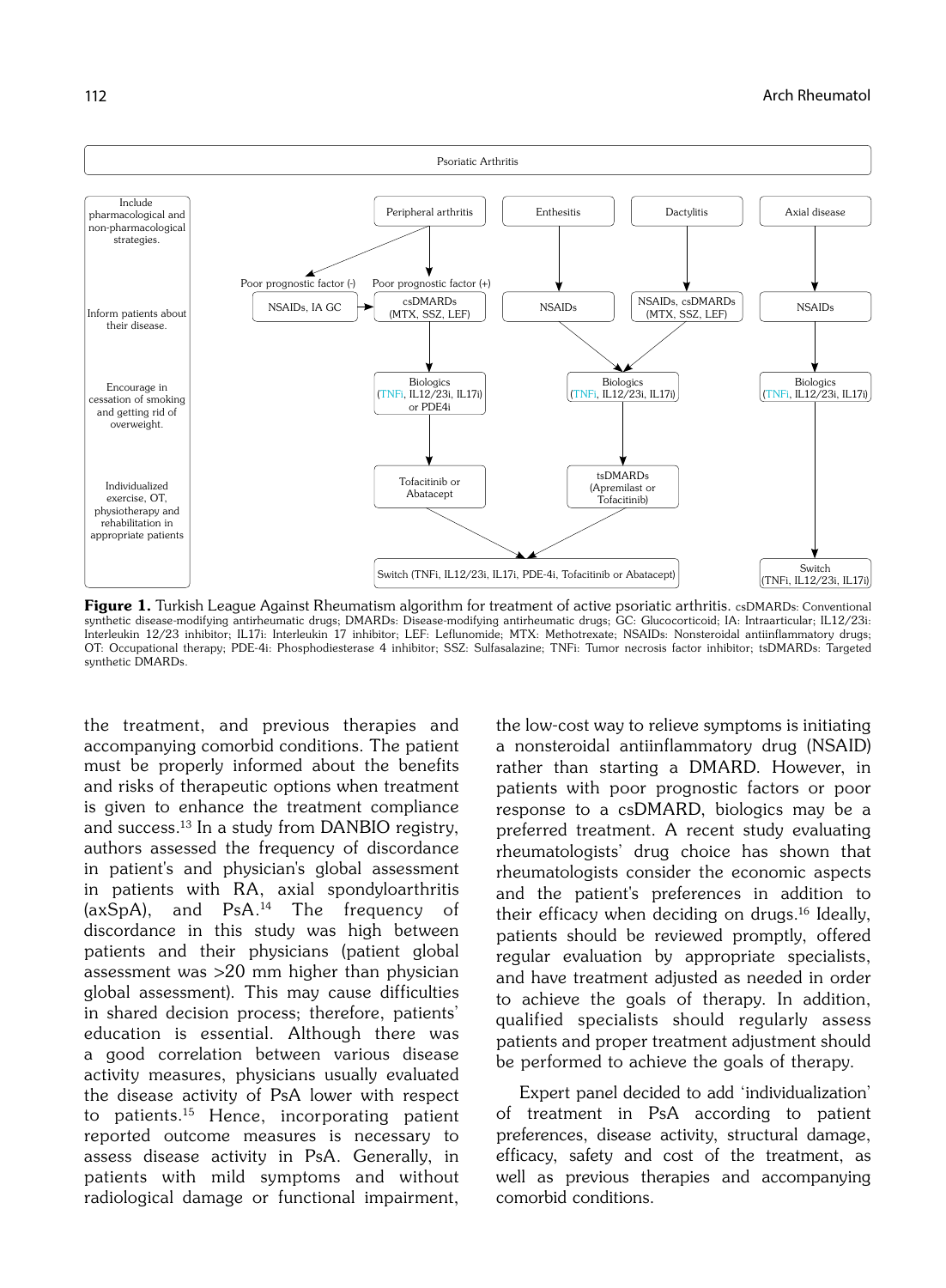**Figure 1.** Turkish League Against Rheumatism algorithm for treatment of active psoriatic arthritis. csDMARDs: Conventional synthetic disease-modifying antirheumatic drugs; DMARDs: Disease-modifying antirheumatic drugs; GC: Glucocorticoid; IA: Intraarticular; IL12/23i: Interleukin 12/23 inhibitor; IL17i: Interleukin 17 inhibitor; LEF: Leflunomide; MTX: Methotrexate; NSAIDs: Nonsteroidal antiinflammatory drugs; OT: Occupational therapy; PDE-4i: Phosphodiesterase 4 inhibitor; SSZ: Sulfasalazine; TNFi: Tumor necrosis factor inhibitor; tsDMARDs: Targeted synthetic DMARDs.

the treatment, and previous therapies and accompanying comorbid conditions. The patient must be properly informed about the benefits and risks of therapeutic options when treatment is given to enhance the treatment compliance and success.[13] In a study from DANBIO registry, authors assessed the frequency of discordance in patient's and physician's global assessment in patients with RA, axial spondyloarthritis (axSpA), and PsA.[14] The frequency of discordance in this study was high between patients and their physicians (patient global assessment was >20 mm higher than physician global assessment). This may cause difficulties in shared decision process; therefore, patients' education is essential. Although there was a good correlation between various disease activity measures, physicians usually evaluated the disease activity of PsA lower with respect to patients.[15] Hence, incorporating patient reported outcome measures is necessary to assess disease activity in PsA. Generally, in patients with mild symptoms and without radiological damage or functional impairment, the low-cost way to relieve symptoms is initiating a nonsteroidal antiinflammatory drug (NSAID) rather than starting a DMARD. However, in patients with poor prognostic factors or poor response to a csDMARD, biologics may be a preferred treatment. A recent study evaluating rheumatologists' drug choice has shown that rheumatologists consider the economic aspects and the patient's preferences in addition to their efficacy when deciding on drugs.[16] Ideally, patients should be reviewed promptly, offered regular evaluation by appropriate specialists, and have treatment adjusted as needed in order to achieve the goals of therapy. In addition, qualified specialists should regularly assess patients and proper treatment adjustment should be performed to achieve the goals of therapy.

Expert panel decided to add 'individualization' of treatment in PsA according to patient preferences, disease activity, structural damage, efficacy, safety and cost of the treatment, as well as previous therapies and accompanying comorbid conditions.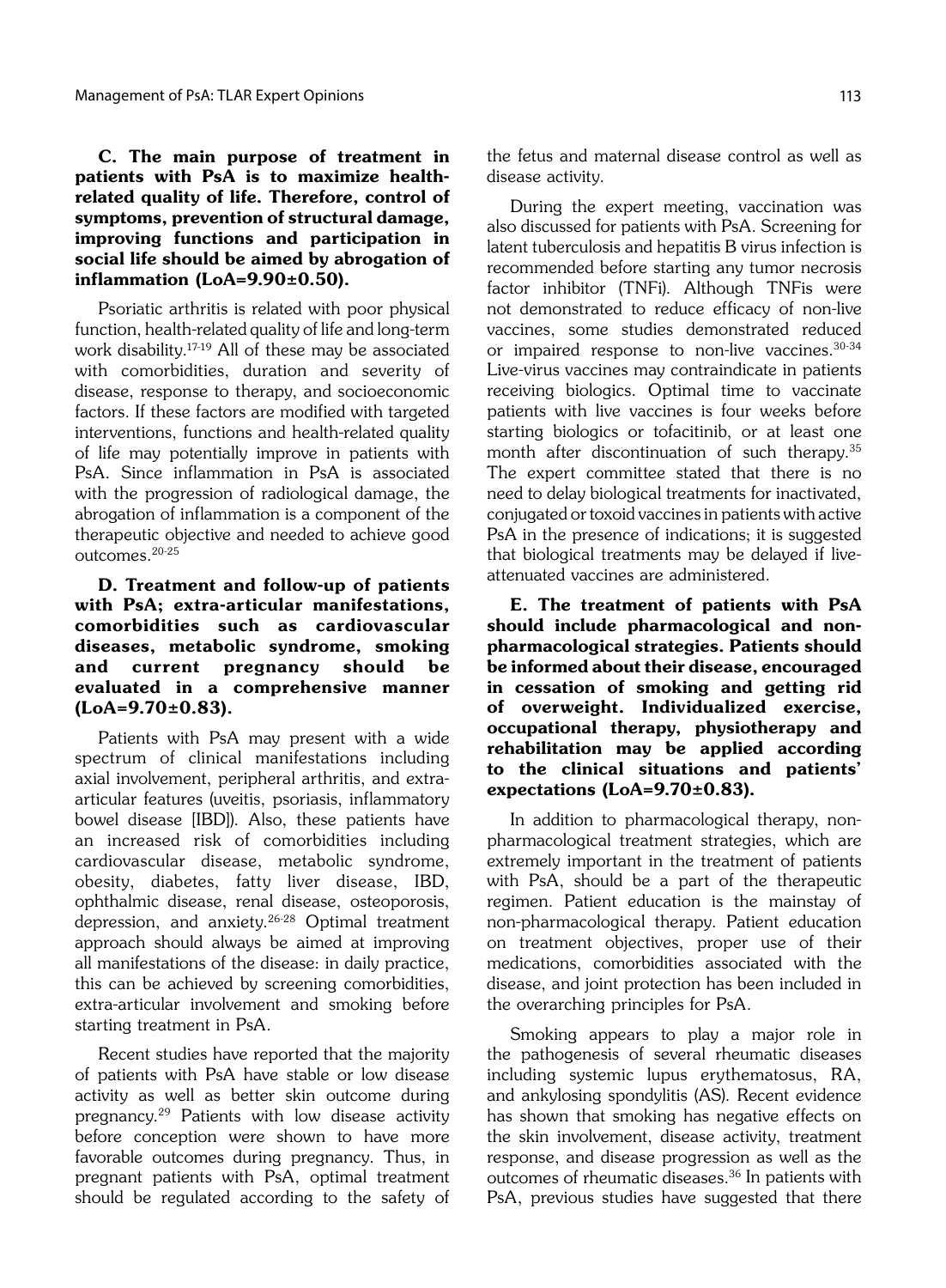**C. The main purpose of treatment in patients with PsA is to maximize health-related quality of life. Therefore, control of symptoms, prevention of structural damage, improving functions and participation in social life should be aimed by abrogation of inflammation (LoA=9.90±0.50).**

Psoriatic arthritis is related with poor physical function, health-related quality of life and long-term work disability.[17-19] All of these may be associated with comorbidities, duration and severity of disease, response to therapy, and socioeconomic factors. If these factors are modified with targeted interventions, functions and health-related quality of life may potentially improve in patients with PsA. Since inflammation in PsA is associated with the progression of radiological damage, the abrogation of inflammation is a component of the therapeutic objective and needed to achieve good outcomes.[20-25]

**D. Treatment and follow-up of patients with PsA; extra-articular manifestations, comorbidities such as cardiovascular diseases, metabolic syndrome, smoking and current pregnancy should be evaluated in a comprehensive manner (LoA=9.70±0.83).**

Patients with PsA may present with a wide spectrum of clinical manifestations including axial involvement, peripheral arthritis, and extra-articular features (uveitis, psoriasis, inflammatory bowel disease [IBD]). Also, these patients have an increased risk of comorbidities including cardiovascular disease, metabolic syndrome, obesity, diabetes, fatty liver disease, IBD, ophthalmic disease, renal disease, osteoporosis, depression, and anxiety.[26-28] Optimal treatment approach should always be aimed at improving all manifestations of the disease: in daily practice, this can be achieved by screening comorbidities, extra-articular involvement and smoking before starting treatment in PsA.

Recent studies have reported that the majority of patients with PsA have stable or low disease activity as well as better skin outcome during pregnancy.[29] Patients with low disease activity before conception were shown to have more favorable outcomes during pregnancy. Thus, in pregnant patients with PsA, optimal treatment should be regulated according to the safety of the fetus and maternal disease control as well as disease activity.

During the expert meeting, vaccination was also discussed for patients with PsA. Screening for latent tuberculosis and hepatitis B virus infection is recommended before starting any tumor necrosis factor inhibitor (TNFi). Although TNFis were not demonstrated to reduce efficacy of non-live vaccines, some studies demonstrated reduced or impaired response to non-live vaccines.[30-34] Live-virus vaccines may contraindicate in patients receiving biologics. Optimal time to vaccinate patients with live vaccines is four weeks before starting biologics or tofacitinib, or at least one month after discontinuation of such therapy.[35] The expert committee stated that there is no need to delay biological treatments for inactivated, conjugated or toxoid vaccines in patients with active PsA in the presence of indications; it is suggested that biological treatments may be delayed if live-attenuated vaccines are administered.

**E. The treatment of patients with PsA should include pharmacological and non-pharmacological strategies. Patients should be informed about their disease, encouraged in cessation of smoking and getting rid of overweight. Individualized exercise, occupational therapy, physiotherapy and rehabilitation may be applied according to the clinical situations and patients' expectations (LoA=9.70±0.83).**

In addition to pharmacological therapy, non-pharmacological treatment strategies, which are extremely important in the treatment of patients with PsA, should be a part of the therapeutic regimen. Patient education is the mainstay of non-pharmacological therapy. Patient education on treatment objectives, proper use of their medications, comorbidities associated with the disease, and joint protection has been included in the overarching principles for PsA.

Smoking appears to play a major role in the pathogenesis of several rheumatic diseases including systemic lupus erythematosus, RA, and ankylosing spondylitis (AS). Recent evidence has shown that smoking has negative effects on the skin involvement, disease activity, treatment response, and disease progression as well as the outcomes of rheumatic diseases.[36] In patients with PsA, previous studies have suggested that there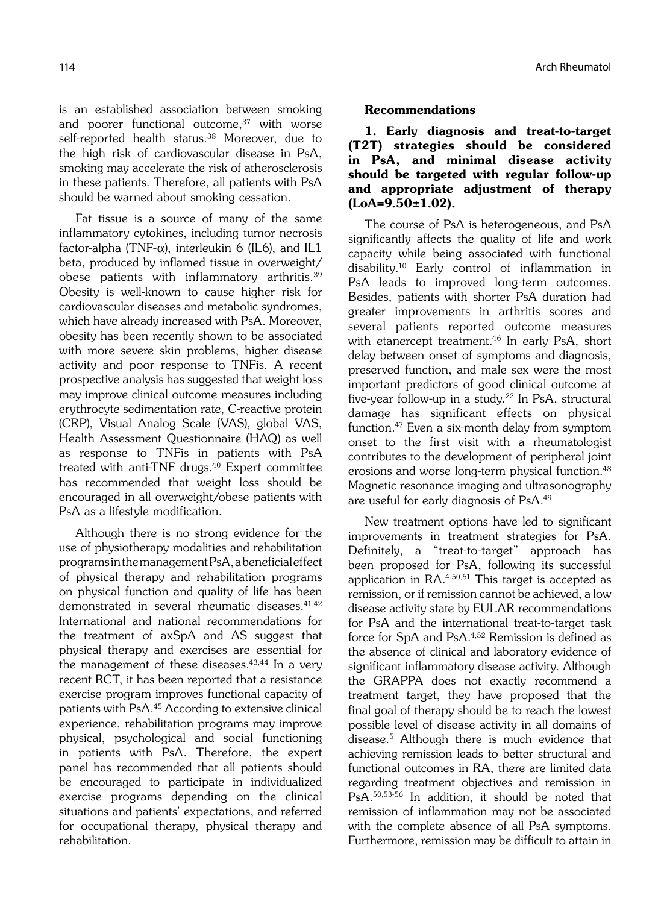is an established association between smoking and poorer functional outcome,[37] with worse self-reported health status.[38] Moreover, due to the high risk of cardiovascular disease in PsA, smoking may accelerate the risk of atherosclerosis in these patients. Therefore, all patients with PsA should be warned about smoking cessation.

Fat tissue is a source of many of the same inflammatory cytokines, including tumor necrosis factor-alpha (TNF-α), interleukin 6 (IL6), and IL1 beta, produced by inflamed tissue in overweight/obese patients with inflammatory arthritis.[39] Obesity is well-known to cause higher risk for cardiovascular diseases and metabolic syndromes, which have already increased with PsA. Moreover, obesity has been recently shown to be associated with more severe skin problems, higher disease activity and poor response to TNFis. A recent prospective analysis has suggested that weight loss may improve clinical outcome measures including erythrocyte sedimentation rate, C-reactive protein (CRP), Visual Analog Scale (VAS), global VAS, Health Assessment Questionnaire (HAQ) as well as response to TNFis in patients with PsA treated with anti-TNF drugs.[40] Expert committee has recommended that weight loss should be encouraged in all overweight/obese patients with PsA as a lifestyle modification.

Although there is no strong evidence for the use of physiotherapy modalities and rehabilitation programs in the management PsA, a beneficial effect of physical therapy and rehabilitation programs on physical function and quality of life has been demonstrated in several rheumatic diseases.[41,42] International and national recommendations for the treatment of axSpA and AS suggest that physical therapy and exercises are essential for the management of these diseases.[43,44] In a very recent RCT, it has been reported that a resistance exercise program improves functional capacity of patients with PsA.[45] According to extensive clinical experience, rehabilitation programs may improve physical, psychological and social functioning in patients with PsA. Therefore, the expert panel has recommended that all patients should be encouraged to participate in individualized exercise programs depending on the clinical situations and patients' expectations, and referred for occupational therapy, physical therapy and rehabilitation.

## Recommendations

**1. Early diagnosis and treat-to-target (T2T) strategies should be considered in PsA, and minimal disease activity should be targeted with regular follow-up and appropriate adjustment of therapy (LoA=9.50±1.02).**

The course of PsA is heterogeneous, and PsA significantly affects the quality of life and work capacity while being associated with functional disability.[10] Early control of inflammation in PsA leads to improved long-term outcomes. Besides, patients with shorter PsA duration had greater improvements in arthritis scores and several patients reported outcome measures with etanercept treatment.[46] In early PsA, short delay between onset of symptoms and diagnosis, preserved function, and male sex were the most important predictors of good clinical outcome at five-year follow-up in a study.[22] In PsA, structural damage has significant effects on physical function.[47] Even a six-month delay from symptom onset to the first visit with a rheumatologist contributes to the development of peripheral joint erosions and worse long-term physical function.[48] Magnetic resonance imaging and ultrasonography are useful for early diagnosis of PsA.[49]

New treatment options have led to significant improvements in treatment strategies for PsA. Definitely, a "treat-to-target" approach has been proposed for PsA, following its successful application in RA.[4,50,51] This target is accepted as remission, or if remission cannot be achieved, a low disease activity state by EULAR recommendations for PsA and the international treat-to-target task force for SpA and PsA.[4,52] Remission is defined as the absence of clinical and laboratory evidence of significant inflammatory disease activity. Although the GRAPPA does not exactly recommend a treatment target, they have proposed that the final goal of therapy should be to reach the lowest possible level of disease activity in all domains of disease.[5] Although there is much evidence that achieving remission leads to better structural and functional outcomes in RA, there are limited data regarding treatment objectives and remission in PsA.[50,53-56] In addition, it should be noted that remission of inflammation may not be associated with the complete absence of all PsA symptoms. Furthermore, remission may be difficult to attain in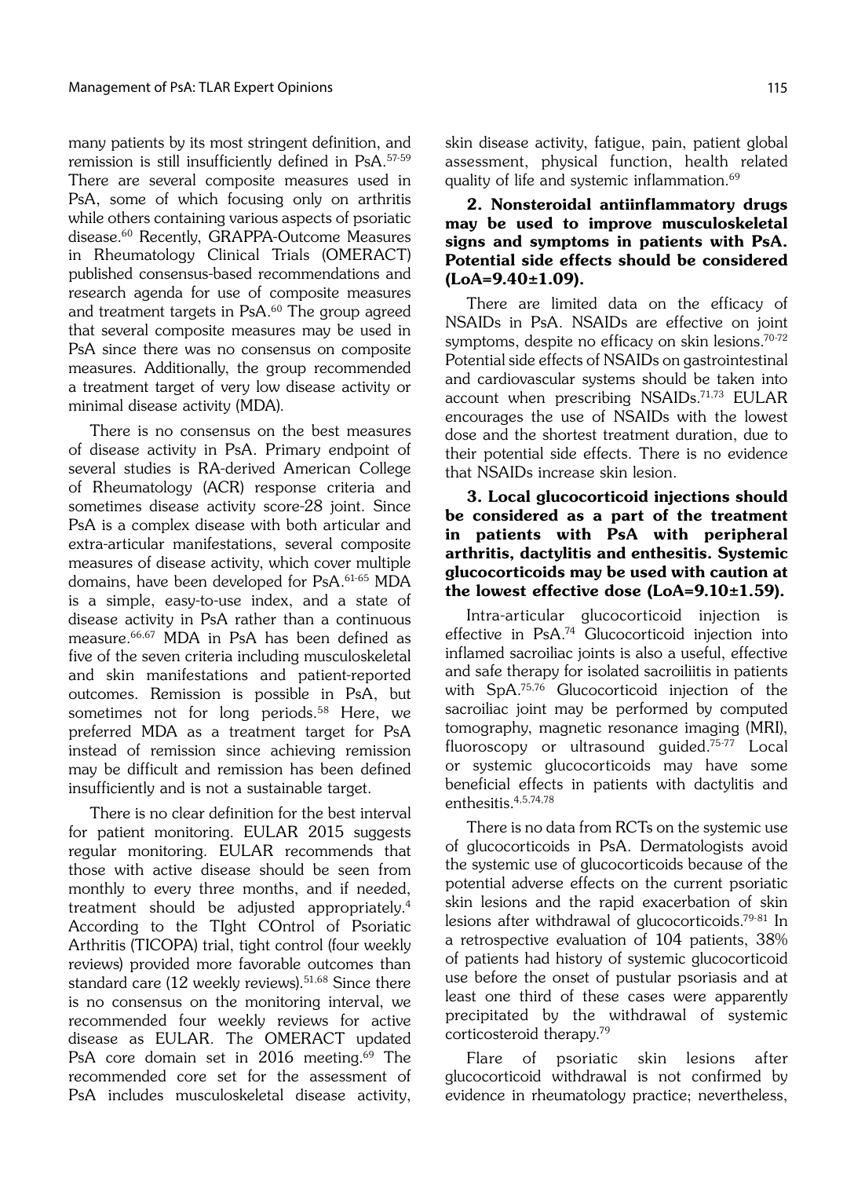many patients by its most stringent definition, and remission is still insufficiently defined in PsA.[57-59] There are several composite measures used in PsA, some of which focusing only on arthritis while others containing various aspects of psoriatic disease.[60] Recently, GRAPPA-Outcome Measures in Rheumatology Clinical Trials (OMERACT) published consensus-based recommendations and research agenda for use of composite measures and treatment targets in PsA.[60] The group agreed that several composite measures may be used in PsA since there was no consensus on composite measures. Additionally, the group recommended a treatment target of very low disease activity or minimal disease activity (MDA).

There is no consensus on the best measures of disease activity in PsA. Primary endpoint of several studies is RA-derived American College of Rheumatology (ACR) response criteria and sometimes disease activity score-28 joint. Since PsA is a complex disease with both articular and extra-articular manifestations, several composite measures of disease activity, which cover multiple domains, have been developed for PsA.[61-65] MDA is a simple, easy-to-use index, and a state of disease activity in PsA rather than a continuous measure.[66,67] MDA in PsA has been defined as five of the seven criteria including musculoskeletal and skin manifestations and patient-reported outcomes. Remission is possible in PsA, but sometimes not for long periods.[58] Here, we preferred MDA as a treatment target for PsA instead of remission since achieving remission may be difficult and remission has been defined insufficiently and is not a sustainable target.

There is no clear definition for the best interval for patient monitoring. EULAR 2015 suggests regular monitoring. EULAR recommends that those with active disease should be seen from monthly to every three months, and if needed, treatment should be adjusted appropriately.[4] According to the TIght COntrol of Psoriatic Arthritis (TICOPA) trial, tight control (four weekly reviews) provided more favorable outcomes than standard care (12 weekly reviews).[51,68] Since there is no consensus on the monitoring interval, we recommended four weekly reviews for active disease as EULAR. The OMERACT updated PsA core domain set in 2016 meeting.[69] The recommended core set for the assessment of PsA includes musculoskeletal disease activity, skin disease activity, fatigue, pain, patient global assessment, physical function, health related quality of life and systemic inflammation.[69]

**2. Nonsteroidal antiinflammatory drugs may be used to improve musculoskeletal signs and symptoms in patients with PsA. Potential side effects should be considered (LoA=9.40±1.09).**

There are limited data on the efficacy of NSAIDs in PsA. NSAIDs are effective on joint symptoms, despite no efficacy on skin lesions.[70-72] Potential side effects of NSAIDs on gastrointestinal and cardiovascular systems should be taken into account when prescribing NSAIDs.[71,73] EULAR encourages the use of NSAIDs with the lowest dose and the shortest treatment duration, due to their potential side effects. There is no evidence that NSAIDs increase skin lesion.

**3. Local glucocorticoid injections should be considered as a part of the treatment in patients with PsA with peripheral arthritis, dactylitis and enthesitis. Systemic glucocorticoids may be used with caution at the lowest effective dose (LoA=9.10±1.59).**

Intra-articular glucocorticoid injection is effective in PsA.[74] Glucocorticoid injection into inflamed sacroiliac joints is also a useful, effective and safe therapy for isolated sacroiliitis in patients with SpA.[75,76] Glucocorticoid injection of the sacroiliac joint may be performed by computed tomography, magnetic resonance imaging (MRI), fluoroscopy or ultrasound guided.[75-77] Local or systemic glucocorticoids may have some beneficial effects in patients with dactylitis and enthesitis.[4,5,74,78]

There is no data from RCTs on the systemic use of glucocorticoids in PsA. Dermatologists avoid the systemic use of glucocorticoids because of the potential adverse effects on the current psoriatic skin lesions and the rapid exacerbation of skin lesions after withdrawal of glucocorticoids.[79-81] In a retrospective evaluation of 104 patients, 38% of patients had history of systemic glucocorticoid use before the onset of pustular psoriasis and at least one third of these cases were apparently precipitated by the withdrawal of systemic corticosteroid therapy.[79]

Flare of psoriatic skin lesions after glucocorticoid withdrawal is not confirmed by evidence in rheumatology practice; nevertheless,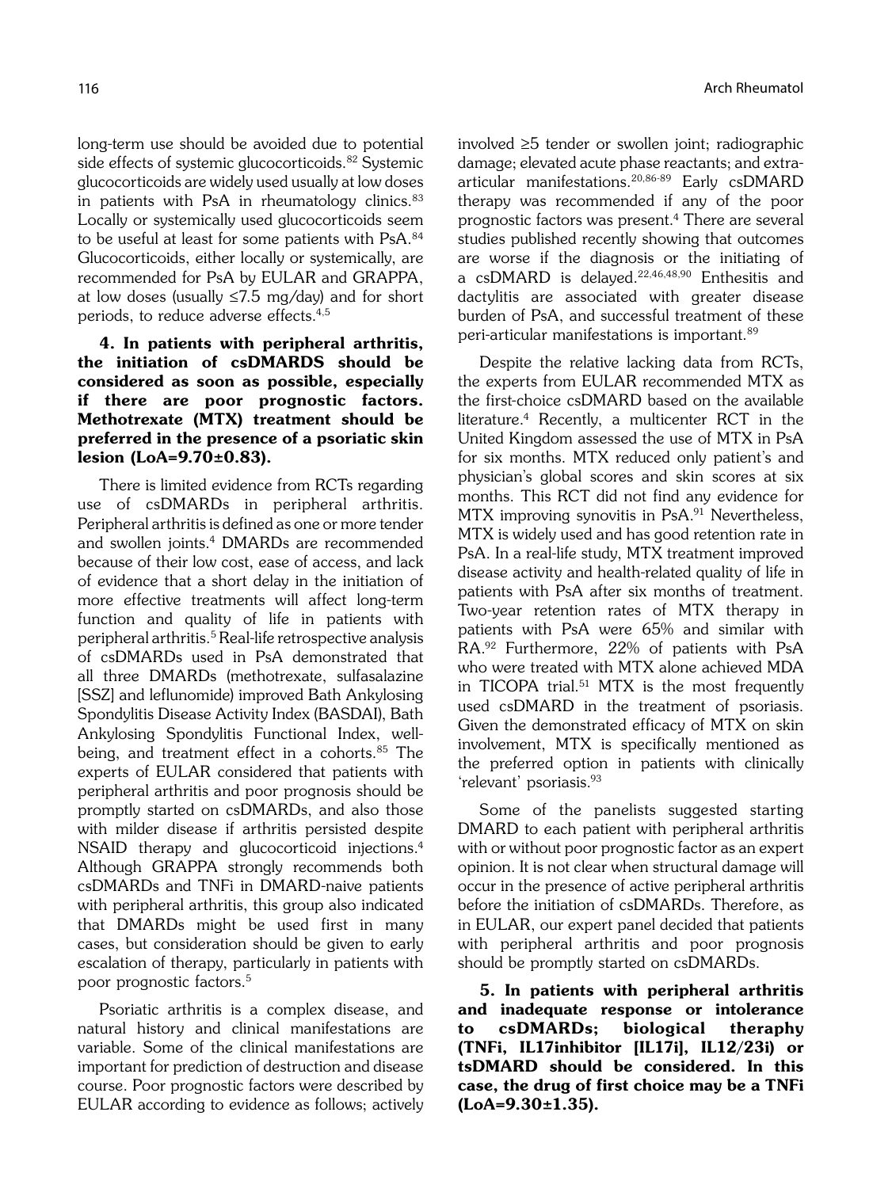long-term use should be avoided due to potential side effects of systemic glucocorticoids.[82] Systemic glucocorticoids are widely used usually at low doses in patients with PsA in rheumatology clinics.[83] Locally or systemically used glucocorticoids seem to be useful at least for some patients with PsA.[84] Glucocorticoids, either locally or systemically, are recommended for PsA by EULAR and GRAPPA, at low doses (usually ≤7.5 mg/day) and for short periods, to reduce adverse effects.[4,5]

**4. In patients with peripheral arthritis, the initiation of csDMARDS should be considered as soon as possible, especially if there are poor prognostic factors. Methotrexate (MTX) treatment should be preferred in the presence of a psoriatic skin lesion (LoA=9.70±0.83).**

There is limited evidence from RCTs regarding use of csDMARDs in peripheral arthritis. Peripheral arthritis is defined as one or more tender and swollen joints.[4] DMARDs are recommended because of their low cost, ease of access, and lack of evidence that a short delay in the initiation of more effective treatments will affect long-term function and quality of life in patients with peripheral arthritis.[5] Real-life retrospective analysis of csDMARDs used in PsA demonstrated that all three DMARDs (methotrexate, sulfasalazine [SSZ] and leflunomide) improved Bath Ankylosing Spondylitis Disease Activity Index (BASDAI), Bath Ankylosing Spondylitis Functional Index, well-being, and treatment effect in a cohorts.[85] The experts of EULAR considered that patients with peripheral arthritis and poor prognosis should be promptly started on csDMARDs, and also those with milder disease if arthritis persisted despite NSAID therapy and glucocorticoid injections.[4] Although GRAPPA strongly recommends both csDMARDs and TNFi in DMARD-naive patients with peripheral arthritis, this group also indicated that DMARDs might be used first in many cases, but consideration should be given to early escalation of therapy, particularly in patients with poor prognostic factors.[5]

Psoriatic arthritis is a complex disease, and natural history and clinical manifestations are variable. Some of the clinical manifestations are important for prediction of destruction and disease course. Poor prognostic factors were described by EULAR according to evidence as follows; actively involved ≥5 tender or swollen joint; radiographic damage; elevated acute phase reactants; and extra-articular manifestations.[20,86-89] Early csDMARD therapy was recommended if any of the poor prognostic factors was present.[4] There are several studies published recently showing that outcomes are worse if the diagnosis or the initiating of a csDMARD is delayed.[22,46,48,90] Enthesitis and dactylitis are associated with greater disease burden of PsA, and successful treatment of these peri-articular manifestations is important.[89]

Despite the relative lacking data from RCTs, the experts from EULAR recommended MTX as the first-choice csDMARD based on the available literature.[4] Recently, a multicenter RCT in the United Kingdom assessed the use of MTX in PsA for six months. MTX reduced only patient's and physician's global scores and skin scores at six months. This RCT did not find any evidence for MTX improving synovitis in PsA.[91] Nevertheless, MTX is widely used and has good retention rate in PsA. In a real-life study, MTX treatment improved disease activity and health-related quality of life in patients with PsA after six months of treatment. Two-year retention rates of MTX therapy in patients with PsA were 65% and similar with RA.[92] Furthermore, 22% of patients with PsA who were treated with MTX alone achieved MDA in TICOPA trial.[51] MTX is the most frequently used csDMARD in the treatment of psoriasis. Given the demonstrated efficacy of MTX on skin involvement, MTX is specifically mentioned as the preferred option in patients with clinically 'relevant' psoriasis.[93]

Some of the panelists suggested starting DMARD to each patient with peripheral arthritis with or without poor prognostic factor as an expert opinion. It is not clear when structural damage will occur in the presence of active peripheral arthritis before the initiation of csDMARDs. Therefore, as in EULAR, our expert panel decided that patients with peripheral arthritis and poor prognosis should be promptly started on csDMARDs.

**5. In patients with peripheral arthritis and inadequate response or intolerance to csDMARDs; biological theraphy (TNFi, IL17inhibitor [IL17i], IL12/23i) or tsDMARD should be considered. In this case, the drug of first choice may be a TNFi (LoA=9.30±1.35).**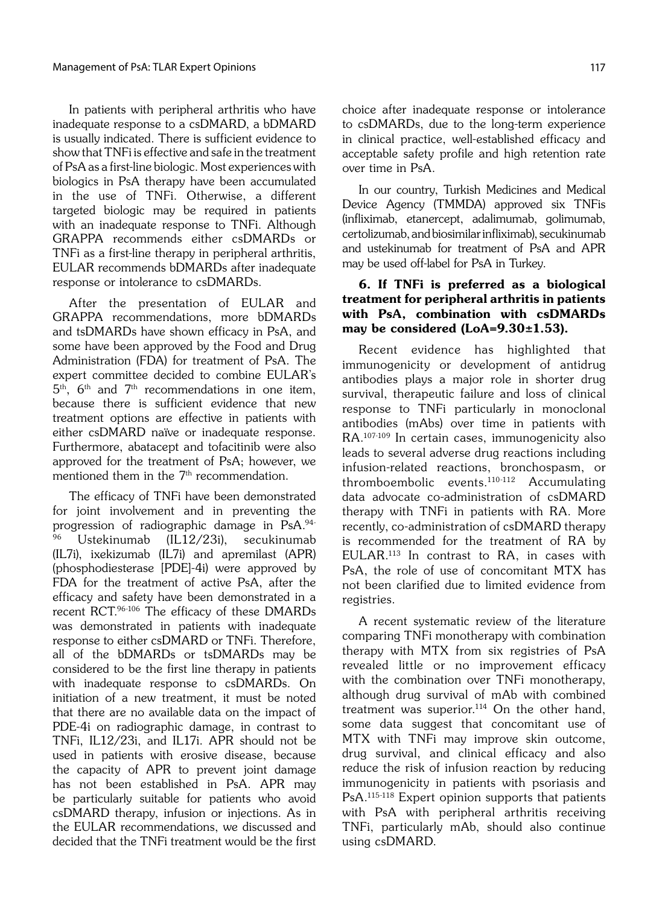In patients with peripheral arthritis who have inadequate response to a csDMARD, a bDMARD is usually indicated. There is sufficient evidence to show that TNFi is effective and safe in the treatment of PsA as a first-line biologic. Most experiences with biologics in PsA therapy have been accumulated in the use of TNFi. Otherwise, a different targeted biologic may be required in patients with an inadequate response to TNFi. Although GRAPPA recommends either csDMARDs or TNFi as a first-line therapy in peripheral arthritis, EULAR recommends bDMARDs after inadequate response or intolerance to csDMARDs.

After the presentation of EULAR and GRAPPA recommendations, more bDMARDs and tsDMARDs have shown efficacy in PsA, and some have been approved by the Food and Drug Administration (FDA) for treatment of PsA. The expert committee decided to combine EULAR's 5th, 6th and 7th recommendations in one item, because there is sufficient evidence that new treatment options are effective in patients with either csDMARD naïve or inadequate response. Furthermore, abatacept and tofacitinib were also approved for the treatment of PsA; however, we mentioned them in the 7th recommendation.

The efficacy of TNFi have been demonstrated for joint involvement and in preventing the progression of radiographic damage in PsA.[94-96] Ustekinumab (IL12/23i), secukinumab (IL7i), ixekizumab (IL7i) and apremilast (APR) (phosphodiesterase [PDE]-4i) were approved by FDA for the treatment of active PsA, after the efficacy and safety have been demonstrated in a recent RCT.[96-106] The efficacy of these DMARDs was demonstrated in patients with inadequate response to either csDMARD or TNFi. Therefore, all of the bDMARDs or tsDMARDs may be considered to be the first line therapy in patients with inadequate response to csDMARDs. On initiation of a new treatment, it must be noted that there are no available data on the impact of PDE-4i on radiographic damage, in contrast to TNFi, IL12/23i, and IL17i. APR should not be used in patients with erosive disease, because the capacity of APR to prevent joint damage has not been established in PsA. APR may be particularly suitable for patients who avoid csDMARD therapy, infusion or injections. As in the EULAR recommendations, we discussed and decided that the TNFi treatment would be the first choice after inadequate response or intolerance to csDMARDs, due to the long-term experience in clinical practice, well-established efficacy and acceptable safety profile and high retention rate over time in PsA.

In our country, Turkish Medicines and Medical Device Agency (TMMDA) approved six TNFis (infliximab, etanercept, adalimumab, golimumab, certolizumab, and biosimilar infliximab), secukinumab and ustekinumab for treatment of PsA and APR may be used off-label for PsA in Turkey.

### 6. If TNFi is preferred as a biological treatment for peripheral arthritis in patients with PsA, combination with csDMARDs may be considered (LoA=9.30±1.53).

Recent evidence has highlighted that immunogenicity or development of antidrug antibodies plays a major role in shorter drug survival, therapeutic failure and loss of clinical response to TNFi particularly in monoclonal antibodies (mAbs) over time in patients with RA.[107-109] In certain cases, immunogenicity also leads to several adverse drug reactions including infusion-related reactions, bronchospasm, or thromboembolic events.[110-112] Accumulating data advocate co-administration of csDMARD therapy with TNFi in patients with RA. More recently, co-administration of csDMARD therapy is recommended for the treatment of RA by EULAR.[113] In contrast to RA, in cases with PsA, the role of use of concomitant MTX has not been clarified due to limited evidence from registries.

A recent systematic review of the literature comparing TNFi monotherapy with combination therapy with MTX from six registries of PsA revealed little or no improvement efficacy with the combination over TNFi monotherapy, although drug survival of mAb with combined treatment was superior.[114] On the other hand, some data suggest that concomitant use of MTX with TNFi may improve skin outcome, drug survival, and clinical efficacy and also reduce the risk of infusion reaction by reducing immunogenicity in patients with psoriasis and PsA.[115-118] Expert opinion supports that patients with PsA with peripheral arthritis receiving TNFi, particularly mAb, should also continue using csDMARD.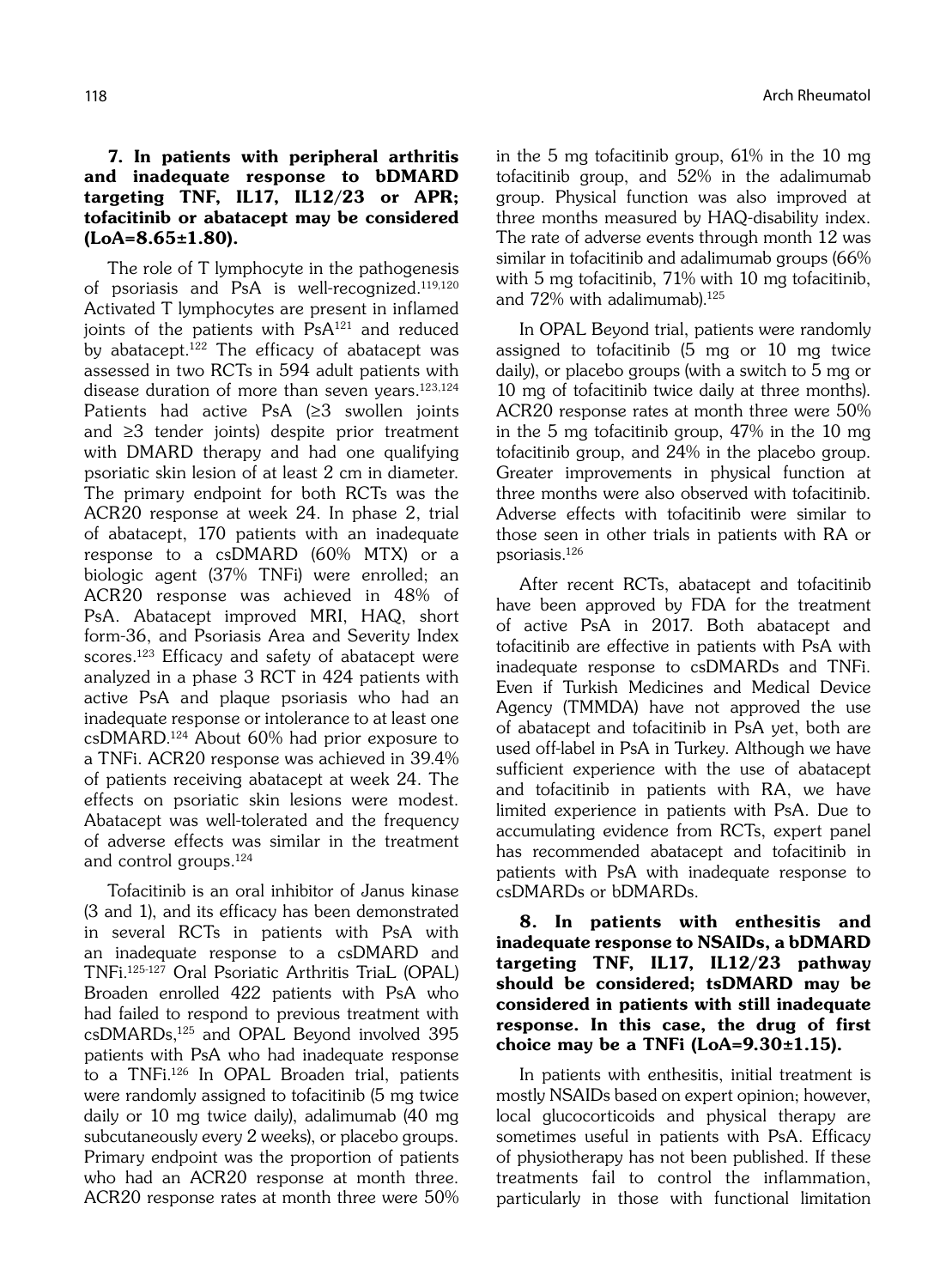**7. In patients with peripheral arthritis and inadequate response to bDMARD targeting TNF, IL17, IL12/23 or APR; tofacitinib or abatacept may be considered (LoA=8.65±1.80).**

The role of T lymphocyte in the pathogenesis of psoriasis and PsA is well-recognized.[119,120] Activated T lymphocytes are present in inflamed joints of the patients with PsA[121] and reduced by abatacept.[122] The efficacy of abatacept was assessed in two RCTs in 594 adult patients with disease duration of more than seven years.[123,124] Patients had active PsA (≥3 swollen joints and ≥3 tender joints) despite prior treatment with DMARD therapy and had one qualifying psoriatic skin lesion of at least 2 cm in diameter. The primary endpoint for both RCTs was the ACR20 response at week 24. In phase 2, trial of abatacept, 170 patients with an inadequate response to a csDMARD (60% MTX) or a biologic agent (37% TNFi) were enrolled; an ACR20 response was achieved in 48% of PsA. Abatacept improved MRI, HAQ, short form-36, and Psoriasis Area and Severity Index scores.[123] Efficacy and safety of abatacept were analyzed in a phase 3 RCT in 424 patients with active PsA and plaque psoriasis who had an inadequate response or intolerance to at least one csDMARD.[124] About 60% had prior exposure to a TNFi. ACR20 response was achieved in 39.4% of patients receiving abatacept at week 24. The effects on psoriatic skin lesions were modest. Abatacept was well-tolerated and the frequency of adverse effects was similar in the treatment and control groups.[124]

Tofacitinib is an oral inhibitor of Janus kinase (3 and 1), and its efficacy has been demonstrated in several RCTs in patients with PsA with an inadequate response to a csDMARD and TNFi.[125-127] Oral Psoriatic Arthritis TriaL (OPAL) Broaden enrolled 422 patients with PsA who had failed to respond to previous treatment with csDMARDs,[125] and OPAL Beyond involved 395 patients with PsA who had inadequate response to a TNFi.[126] In OPAL Broaden trial, patients were randomly assigned to tofacitinib (5 mg twice daily or 10 mg twice daily), adalimumab (40 mg subcutaneously every 2 weeks), or placebo groups. Primary endpoint was the proportion of patients who had an ACR20 response at month three. ACR20 response rates at month three were 50% in the 5 mg tofacitinib group, 61% in the 10 mg tofacitinib group, and 52% in the adalimumab group. Physical function was also improved at three months measured by HAQ-disability index. The rate of adverse events through month 12 was similar in tofacitinib and adalimumab groups (66% with 5 mg tofacitinib, 71% with 10 mg tofacitinib, and 72% with adalimumab).[125]

In OPAL Beyond trial, patients were randomly assigned to tofacitinib (5 mg or 10 mg twice daily), or placebo groups (with a switch to 5 mg or 10 mg of tofacitinib twice daily at three months). ACR20 response rates at month three were 50% in the 5 mg tofacitinib group, 47% in the 10 mg tofacitinib group, and 24% in the placebo group. Greater improvements in physical function at three months were also observed with tofacitinib. Adverse effects with tofacitinib were similar to those seen in other trials in patients with RA or psoriasis.[126]

After recent RCTs, abatacept and tofacitinib have been approved by FDA for the treatment of active PsA in 2017. Both abatacept and tofacitinib are effective in patients with PsA with inadequate response to csDMARDs and TNFi. Even if Turkish Medicines and Medical Device Agency (TMMDA) have not approved the use of abatacept and tofacitinib in PsA yet, both are used off-label in PsA in Turkey. Although we have sufficient experience with the use of abatacept and tofacitinib in patients with RA, we have limited experience in patients with PsA. Due to accumulating evidence from RCTs, expert panel has recommended abatacept and tofacitinib in patients with PsA with inadequate response to csDMARDs or bDMARDs.

**8. In patients with enthesitis and inadequate response to NSAIDs, a bDMARD targeting TNF, IL17, IL12/23 pathway should be considered; tsDMARD may be considered in patients with still inadequate response. In this case, the drug of first choice may be a TNFi (LoA=9.30±1.15).**

In patients with enthesitis, initial treatment is mostly NSAIDs based on expert opinion; however, local glucocorticoids and physical therapy are sometimes useful in patients with PsA. Efficacy of physiotherapy has not been published. If these treatments fail to control the inflammation, particularly in those with functional limitation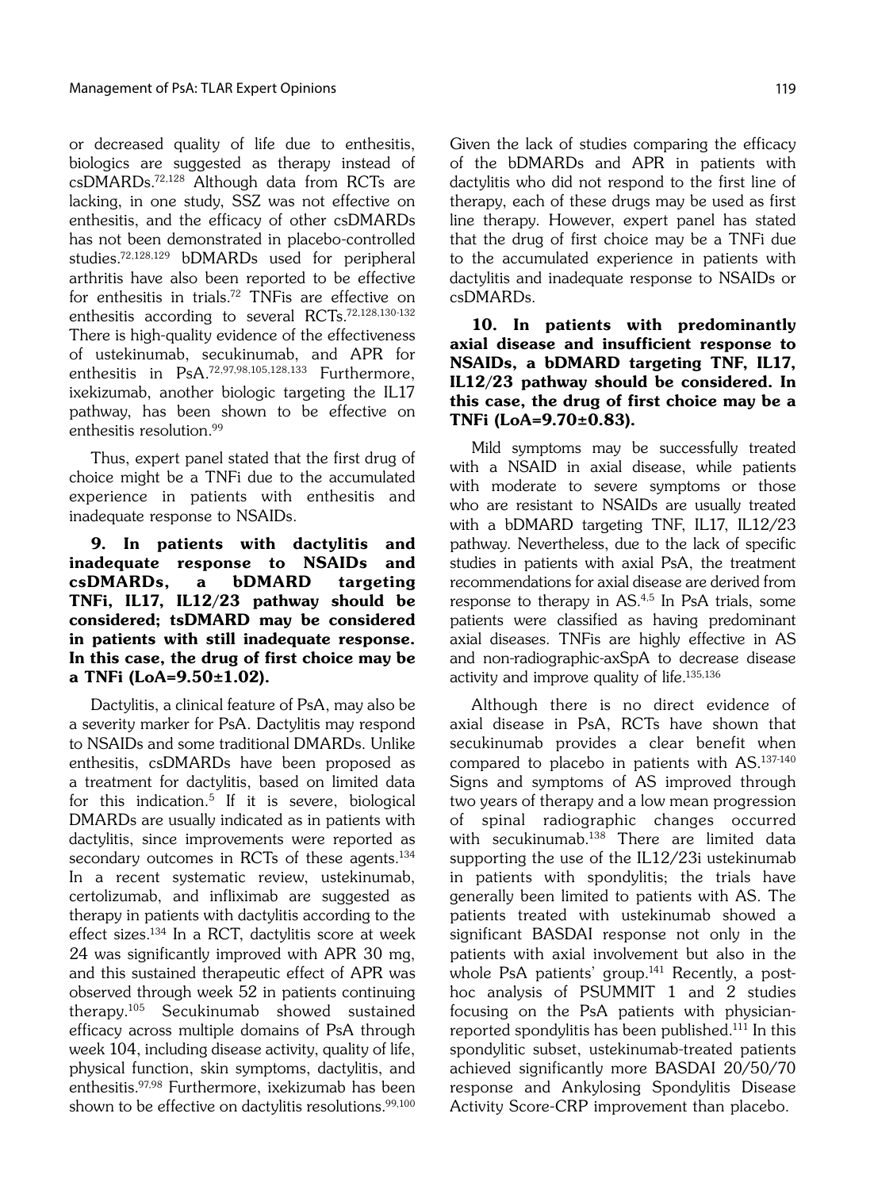or decreased quality of life due to enthesitis, biologics are suggested as therapy instead of csDMARDs.[72,128] Although data from RCTs are lacking, in one study, SSZ was not effective on enthesitis, and the efficacy of other csDMARDs has not been demonstrated in placebo-controlled studies.[72,128,129] bDMARDs used for peripheral arthritis have also been reported to be effective for enthesitis in trials.[72] TNFis are effective on enthesitis according to several RCTs.[72,128,130-132] There is high-quality evidence of the effectiveness of ustekinumab, secukinumab, and APR for enthesitis in PsA.[72,97,98,105,128,133] Furthermore, ixekizumab, another biologic targeting the IL17 pathway, has been shown to be effective on enthesitis resolution.[99]

Thus, expert panel stated that the first drug of choice might be a TNFi due to the accumulated experience in patients with enthesitis and inadequate response to NSAIDs.

**9. In patients with dactylitis and inadequate response to NSAIDs and csDMARDs, a bDMARD targeting TNFi, IL17, IL12/23 pathway should be considered; tsDMARD may be considered in patients with still inadequate response. In this case, the drug of first choice may be a TNFi (LoA=9.50±1.02).**

Dactylitis, a clinical feature of PsA, may also be a severity marker for PsA. Dactylitis may respond to NSAIDs and some traditional DMARDs. Unlike enthesitis, csDMARDs have been proposed as a treatment for dactylitis, based on limited data for this indication.[5] If it is severe, biological DMARDs are usually indicated as in patients with dactylitis, since improvements were reported as secondary outcomes in RCTs of these agents.[134] In a recent systematic review, ustekinumab, certolizumab, and infliximab are suggested as therapy in patients with dactylitis according to the effect sizes.[134] In a RCT, dactylitis score at week 24 was significantly improved with APR 30 mg, and this sustained therapeutic effect of APR was observed through week 52 in patients continuing therapy.[105] Secukinumab showed sustained efficacy across multiple domains of PsA through week 104, including disease activity, quality of life, physical function, skin symptoms, dactylitis, and enthesitis.[97,98] Furthermore, ixekizumab has been shown to be effective on dactylitis resolutions.[99,100]

Given the lack of studies comparing the efficacy of the bDMARDs and APR in patients with dactylitis who did not respond to the first line of therapy, each of these drugs may be used as first line therapy. However, expert panel has stated that the drug of first choice may be a TNFi due to the accumulated experience in patients with dactylitis and inadequate response to NSAIDs or csDMARDs.

**10. In patients with predominantly axial disease and insufficient response to NSAIDs, a bDMARD targeting TNF, IL17, IL12/23 pathway should be considered. In this case, the drug of first choice may be a TNFi (LoA=9.70±0.83).**

Mild symptoms may be successfully treated with a NSAID in axial disease, while patients with moderate to severe symptoms or those who are resistant to NSAIDs are usually treated with a bDMARD targeting TNF, IL17, IL12/23 pathway. Nevertheless, due to the lack of specific studies in patients with axial PsA, the treatment recommendations for axial disease are derived from response to therapy in AS.[4,5] In PsA trials, some patients were classified as having predominant axial diseases. TNFis are highly effective in AS and non-radiographic-axSpA to decrease disease activity and improve quality of life.[135,136]

Although there is no direct evidence of axial disease in PsA, RCTs have shown that secukinumab provides a clear benefit when compared to placebo in patients with AS.[137-140] Signs and symptoms of AS improved through two years of therapy and a low mean progression of spinal radiographic changes occurred with secukinumab.[138] There are limited data supporting the use of the IL12/23i ustekinumab in patients with spondylitis; the trials have generally been limited to patients with AS. The patients treated with ustekinumab showed a significant BASDAI response not only in the patients with axial involvement but also in the whole PsA patients' group.[141] Recently, a post-hoc analysis of PSUMMIT 1 and 2 studies focusing on the PsA patients with physician-reported spondylitis has been published.[111] In this spondylitic subset, ustekinumab-treated patients achieved significantly more BASDAI 20/50/70 response and Ankylosing Spondylitis Disease Activity Score-CRP improvement than placebo.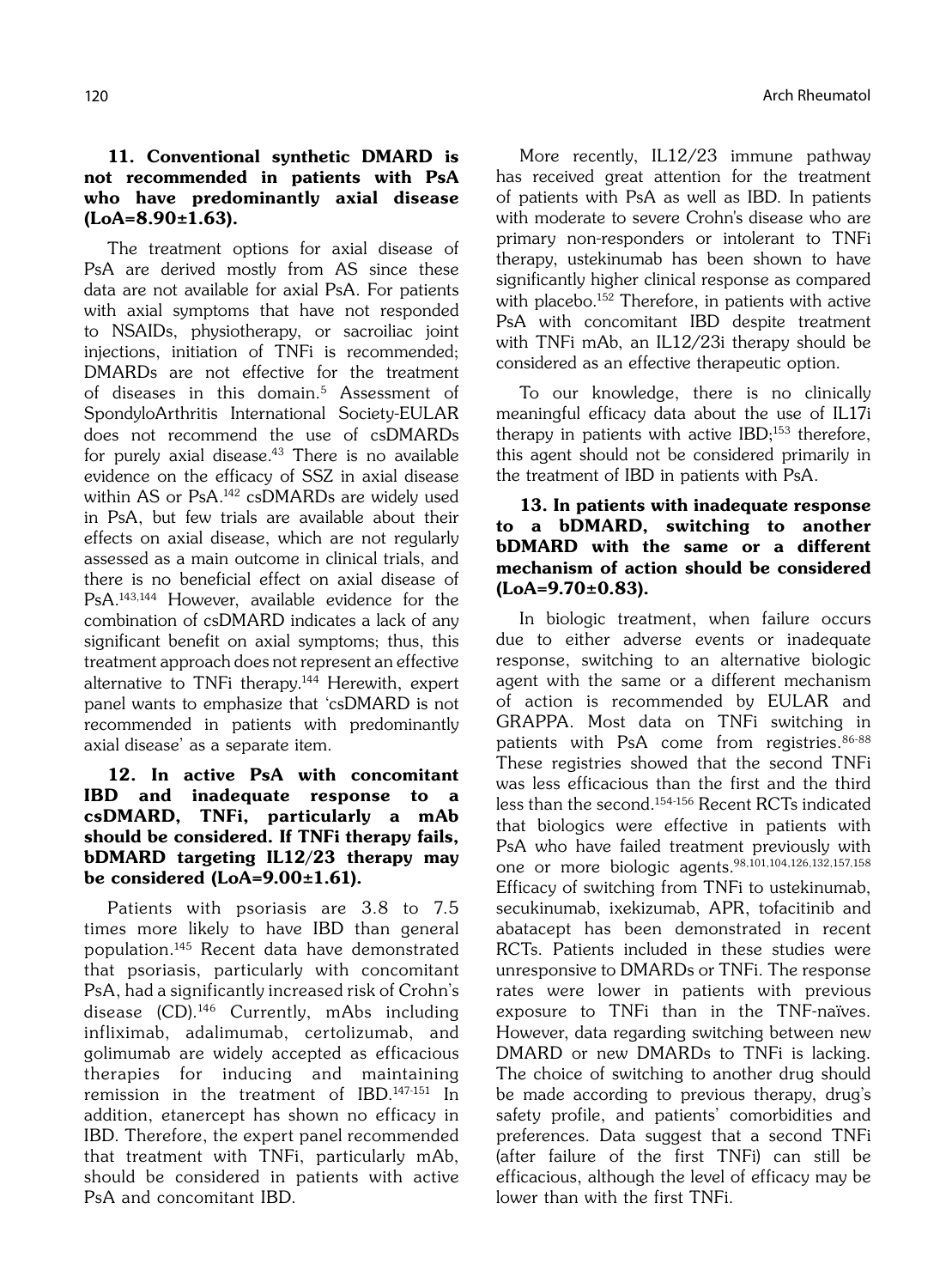**11. Conventional synthetic DMARD is not recommended in patients with PsA who have predominantly axial disease (LoA=8.90±1.63).**

The treatment options for axial disease of PsA are derived mostly from AS since these data are not available for axial PsA. For patients with axial symptoms that have not responded to NSAIDs, physiotherapy, or sacroiliac joint injections, initiation of TNFi is recommended; DMARDs are not effective for the treatment of diseases in this domain.[5] Assessment of SpondyloArthritis International Society-EULAR does not recommend the use of csDMARDs for purely axial disease.[43] There is no available evidence on the efficacy of SSZ in axial disease within AS or PsA.[142] csDMARDs are widely used in PsA, but few trials are available about their effects on axial disease, which are not regularly assessed as a main outcome in clinical trials, and there is no beneficial effect on axial disease of PsA.[143,144] However, available evidence for the combination of csDMARD indicates a lack of any significant benefit on axial symptoms; thus, this treatment approach does not represent an effective alternative to TNFi therapy.[144] Herewith, expert panel wants to emphasize that 'csDMARD is not recommended in patients with predominantly axial disease' as a separate item.

**12. In active PsA with concomitant IBD and inadequate response to a csDMARD, TNFi, particularly a mAb should be considered. If TNFi therapy fails, bDMARD targeting IL12/23 therapy may be considered (LoA=9.00±1.61).**

Patients with psoriasis are 3.8 to 7.5 times more likely to have IBD than general population.[145] Recent data have demonstrated that psoriasis, particularly with concomitant PsA, had a significantly increased risk of Crohn's disease (CD).[146] Currently, mAbs including infliximab, adalimumab, certolizumab, and golimumab are widely accepted as efficacious therapies for inducing and maintaining remission in the treatment of IBD.[147-151] In addition, etanercept has shown no efficacy in IBD. Therefore, the expert panel recommended that treatment with TNFi, particularly mAb, should be considered in patients with active PsA and concomitant IBD.

More recently, IL12/23 immune pathway has received great attention for the treatment of patients with PsA as well as IBD. In patients with moderate to severe Crohn's disease who are primary non-responders or intolerant to TNFi therapy, ustekinumab has been shown to have significantly higher clinical response as compared with placebo.[152] Therefore, in patients with active PsA with concomitant IBD despite treatment with TNFi mAb, an IL12/23i therapy should be considered as an effective therapeutic option.

To our knowledge, there is no clinically meaningful efficacy data about the use of IL17i therapy in patients with active IBD;[153] therefore, this agent should not be considered primarily in the treatment of IBD in patients with PsA.

**13. In patients with inadequate response to a bDMARD, switching to another bDMARD with the same or a different mechanism of action should be considered (LoA=9.70±0.83).**

In biologic treatment, when failure occurs due to either adverse events or inadequate response, switching to an alternative biologic agent with the same or a different mechanism of action is recommended by EULAR and GRAPPA. Most data on TNFi switching in patients with PsA come from registries.[86-88] These registries showed that the second TNFi was less efficacious than the first and the third less than the second.[154-156] Recent RCTs indicated that biologics were effective in patients with PsA who have failed treatment previously with one or more biologic agents.[98,101,104,126,132,157,158] Efficacy of switching from TNFi to ustekinumab, secukinumab, ixekizumab, APR, tofacitinib and abatacept has been demonstrated in recent RCTs. Patients included in these studies were unresponsive to DMARDs or TNFi. The response rates were lower in patients with previous exposure to TNFi than in the TNF-naïves. However, data regarding switching between new DMARD or new DMARDs to TNFi is lacking. The choice of switching to another drug should be made according to previous therapy, drug's safety profile, and patients' comorbidities and preferences. Data suggest that a second TNFi (after failure of the first TNFi) can still be efficacious, although the level of efficacy may be lower than with the first TNFi.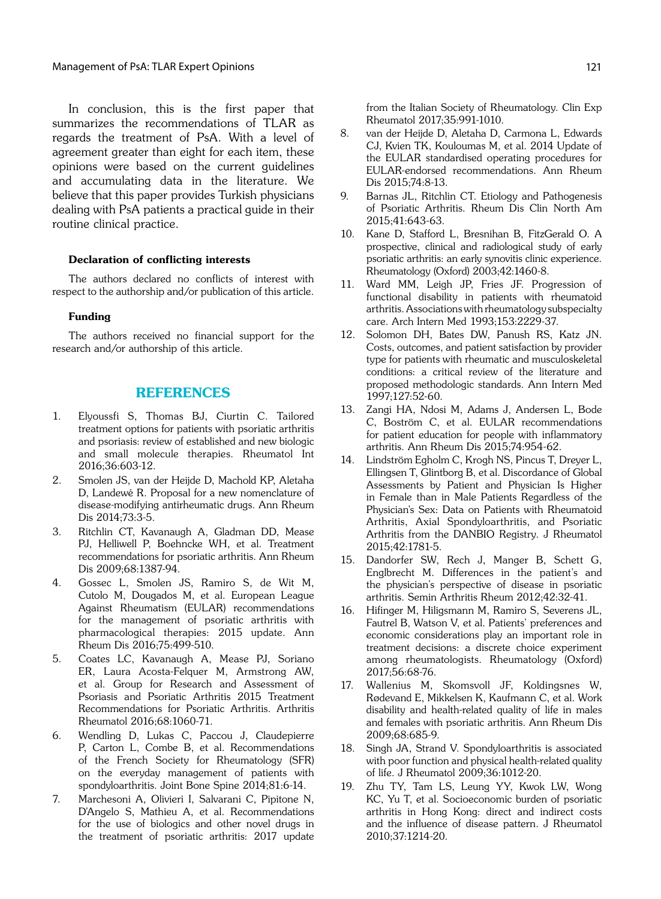In conclusion, this is the first paper that summarizes the recommendations of TLAR as regards the treatment of PsA. With a level of agreement greater than eight for each item, these opinions were based on the current guidelines and accumulating data in the literature. We believe that this paper provides Turkish physicians dealing with PsA patients a practical guide in their routine clinical practice.

**Declaration of conflicting interests**

The authors declared no conflicts of interest with respect to the authorship and/or publication of this article.

**Funding**

The authors received no financial support for the research and/or authorship of this article.

## REFERENCES

1. Elyoussfi S, Thomas BJ, Ciurtin C. Tailored treatment options for patients with psoriatic arthritis and psoriasis: review of established and new biologic and small molecule therapies. Rheumatol Int 2016;36:603-12.
2. Smolen JS, van der Heijde D, Machold KP, Aletaha D, Landewé R. Proposal for a new nomenclature of disease-modifying antirheumatic drugs. Ann Rheum Dis 2014;73:3-5.
3. Ritchlin CT, Kavanaugh A, Gladman DD, Mease PJ, Helliwell P, Boehncke WH, et al. Treatment recommendations for psoriatic arthritis. Ann Rheum Dis 2009;68:1387-94.
4. Gossec L, Smolen JS, Ramiro S, de Wit M, Cutolo M, Dougados M, et al. European League Against Rheumatism (EULAR) recommendations for the management of psoriatic arthritis with pharmacological therapies: 2015 update. Ann Rheum Dis 2016;75:499-510.
5. Coates LC, Kavanaugh A, Mease PJ, Soriano ER, Laura Acosta-Felquer M, Armstrong AW, et al. Group for Research and Assessment of Psoriasis and Psoriatic Arthritis 2015 Treatment Recommendations for Psoriatic Arthritis. Arthritis Rheumatol 2016;68:1060-71.
6. Wendling D, Lukas C, Paccou J, Claudepierre P, Carton L, Combe B, et al. Recommendations of the French Society for Rheumatology (SFR) on the everyday management of patients with spondyloarthritis. Joint Bone Spine 2014;81:6-14.
7. Marchesoni A, Olivieri I, Salvarani C, Pipitone N, D'Angelo S, Mathieu A, et al. Recommendations for the use of biologics and other novel drugs in the treatment of psoriatic arthritis: 2017 update from the Italian Society of Rheumatology. Clin Exp Rheumatol 2017;35:991-1010.
8. van der Heijde D, Aletaha D, Carmona L, Edwards CJ, Kvien TK, Kouloumas M, et al. 2014 Update of the EULAR standardised operating procedures for EULAR-endorsed recommendations. Ann Rheum Dis 2015;74:8-13.
9. Barnas JL, Ritchlin CT. Etiology and Pathogenesis of Psoriatic Arthritis. Rheum Dis Clin North Am 2015;41:643-63.
10. Kane D, Stafford L, Bresnihan B, FitzGerald O. A prospective, clinical and radiological study of early psoriatic arthritis: an early synovitis clinic experience. Rheumatology (Oxford) 2003;42:1460-8.
11. Ward MM, Leigh JP, Fries JF. Progression of functional disability in patients with rheumatoid arthritis. Associations with rheumatology subspecialty care. Arch Intern Med 1993;153:2229-37.
12. Solomon DH, Bates DW, Panush RS, Katz JN. Costs, outcomes, and patient satisfaction by provider type for patients with rheumatic and musculoskeletal conditions: a critical review of the literature and proposed methodologic standards. Ann Intern Med 1997;127:52-60.
13. Zangi HA, Ndosi M, Adams J, Andersen L, Bode C, Boström C, et al. EULAR recommendations for patient education for people with inflammatory arthritis. Ann Rheum Dis 2015;74:954-62.
14. Lindström Egholm C, Krogh NS, Pincus T, Dreyer L, Ellingsen T, Glintborg B, et al. Discordance of Global Assessments by Patient and Physician Is Higher in Female than in Male Patients Regardless of the Physician's Sex: Data on Patients with Rheumatoid Arthritis, Axial Spondyloarthritis, and Psoriatic Arthritis from the DANBIO Registry. J Rheumatol 2015;42:1781-5.
15. Dandorfer SW, Rech J, Manger B, Schett G, Englbrecht M. Differences in the patient's and the physician's perspective of disease in psoriatic arthritis. Semin Arthritis Rheum 2012;42:32-41.
16. Hifinger M, Hiligsmann M, Ramiro S, Severens JL, Fautrel B, Watson V, et al. Patients' preferences and economic considerations play an important role in treatment decisions: a discrete choice experiment among rheumatologists. Rheumatology (Oxford) 2017;56:68-76.
17. Wallenius M, Skomsvoll JF, Koldingsnes W, Rødevand E, Mikkelsen K, Kaufmann C, et al. Work disability and health-related quality of life in males and females with psoriatic arthritis. Ann Rheum Dis 2009;68:685-9.
18. Singh JA, Strand V. Spondyloarthritis is associated with poor function and physical health-related quality of life. J Rheumatol 2009;36:1012-20.
19. Zhu TY, Tam LS, Leung YY, Kwok LW, Wong KC, Yu T, et al. Socioeconomic burden of psoriatic arthritis in Hong Kong: direct and indirect costs and the influence of disease pattern. J Rheumatol 2010;37:1214-20.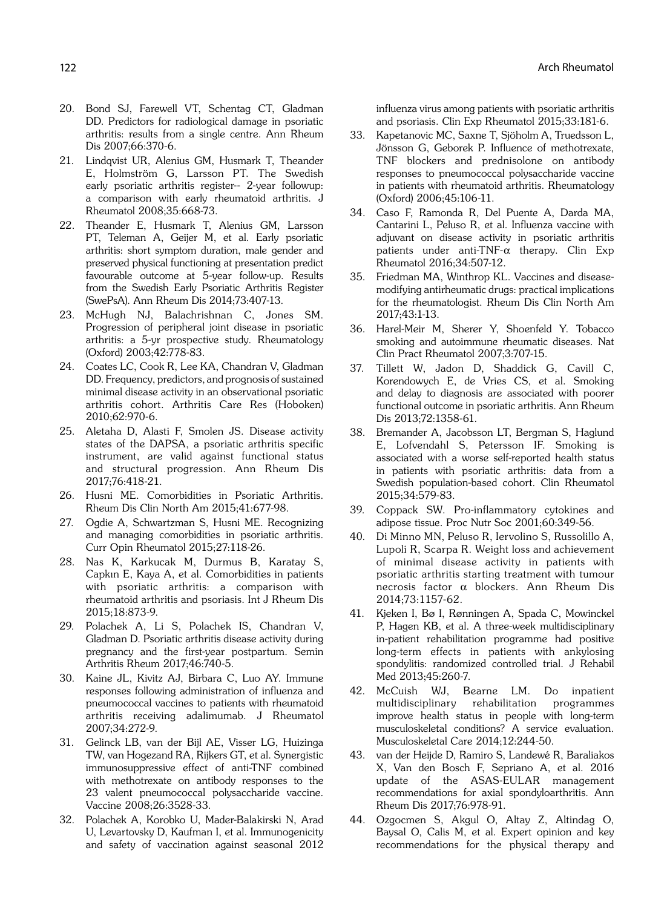20. Bond SJ, Farewell VT, Schentag CT, Gladman DD. Predictors for radiological damage in psoriatic arthritis: results from a single centre. Ann Rheum Dis 2007;66:370-6.
21. Lindqvist UR, Alenius GM, Husmark T, Theander E, Holmström G, Larsson PT. The Swedish early psoriatic arthritis register-- 2-year followup: a comparison with early rheumatoid arthritis. J Rheumatol 2008;35:668-73.
22. Theander E, Husmark T, Alenius GM, Larsson PT, Teleman A, Geijer M, et al. Early psoriatic arthritis: short symptom duration, male gender and preserved physical functioning at presentation predict favourable outcome at 5-year follow-up. Results from the Swedish Early Psoriatic Arthritis Register (SwePsA). Ann Rheum Dis 2014;73:407-13.
23. McHugh NJ, Balachrishnan C, Jones SM. Progression of peripheral joint disease in psoriatic arthritis: a 5-yr prospective study. Rheumatology (Oxford) 2003;42:778-83.
24. Coates LC, Cook R, Lee KA, Chandran V, Gladman DD. Frequency, predictors, and prognosis of sustained minimal disease activity in an observational psoriatic arthritis cohort. Arthritis Care Res (Hoboken) 2010;62:970-6.
25. Aletaha D, Alasti F, Smolen JS. Disease activity states of the DAPSA, a psoriatic arthritis specific instrument, are valid against functional status and structural progression. Ann Rheum Dis 2017;76:418-21.
26. Husni ME. Comorbidities in Psoriatic Arthritis. Rheum Dis Clin North Am 2015;41:677-98.
27. Ogdie A, Schwartzman S, Husni ME. Recognizing and managing comorbidities in psoriatic arthritis. Curr Opin Rheumatol 2015;27:118-26.
28. Nas K, Karkucak M, Durmus B, Karatay S, Capkın E, Kaya A, et al. Comorbidities in patients with psoriatic arthritis: a comparison with rheumatoid arthritis and psoriasis. Int J Rheum Dis 2015;18:873-9.
29. Polachek A, Li S, Polachek IS, Chandran V, Gladman D. Psoriatic arthritis disease activity during pregnancy and the first-year postpartum. Semin Arthritis Rheum 2017;46:740-5.
30. Kaine JL, Kivitz AJ, Birbara C, Luo AY. Immune responses following administration of influenza and pneumococcal vaccines to patients with rheumatoid arthritis receiving adalimumab. J Rheumatol 2007;34:272-9.
31. Gelinck LB, van der Bijl AE, Visser LG, Huizinga TW, van Hogezand RA, Rijkers GT, et al. Synergistic immunosuppressive effect of anti-TNF combined with methotrexate on antibody responses to the 23 valent pneumococcal polysaccharide vaccine. Vaccine 2008;26:3528-33.
32. Polachek A, Korobko U, Mader-Balakirski N, Arad U, Levartovsky D, Kaufman I, et al. Immunogenicity and safety of vaccination against seasonal 2012 influenza virus among patients with psoriatic arthritis and psoriasis. Clin Exp Rheumatol 2015;33:181-6.
33. Kapetanovic MC, Saxne T, Sjöholm A, Truedsson L, Jönsson G, Geborek P. Influence of methotrexate, TNF blockers and prednisolone on antibody responses to pneumococcal polysaccharide vaccine in patients with rheumatoid arthritis. Rheumatology (Oxford) 2006;45:106-11.
34. Caso F, Ramonda R, Del Puente A, Darda MA, Cantarini L, Peluso R, et al. Influenza vaccine with adjuvant on disease activity in psoriatic arthritis patients under anti-TNF-$\alpha$ therapy. Clin Exp Rheumatol 2016;34:507-12.
35. Friedman MA, Winthrop KL. Vaccines and disease-modifying antirheumatic drugs: practical implications for the rheumatologist. Rheum Dis Clin North Am 2017;43:1-13.
36. Harel-Meir M, Sherer Y, Shoenfeld Y. Tobacco smoking and autoimmune rheumatic diseases. Nat Clin Pract Rheumatol 2007;3:707-15.
37. Tillett W, Jadon D, Shaddick G, Cavill C, Korendowych E, de Vries CS, et al. Smoking and delay to diagnosis are associated with poorer functional outcome in psoriatic arthritis. Ann Rheum Dis 2013;72:1358-61.
38. Bremander A, Jacobsson LT, Bergman S, Haglund E, Lofvendahl S, Petersson IF. Smoking is associated with a worse self-reported health status in patients with psoriatic arthritis: data from a Swedish population-based cohort. Clin Rheumatol 2015;34:579-83.
39. Coppack SW. Pro-inflammatory cytokines and adipose tissue. Proc Nutr Soc 2001;60:349-56.
40. Di Minno MN, Peluso R, Iervolino S, Russolillo A, Lupoli R, Scarpa R. Weight loss and achievement of minimal disease activity in patients with psoriatic arthritis starting treatment with tumour necrosis factor $\alpha$ blockers. Ann Rheum Dis 2014;73:1157-62.
41. Kjeken I, Bø I, Rønningen A, Spada C, Mowinckel P, Hagen KB, et al. A three-week multidisciplinary in-patient rehabilitation programme had positive long-term effects in patients with ankylosing spondylitis: randomized controlled trial. J Rehabil Med 2013;45:260-7.
42. McCuish WJ, Bearne LM. Do inpatient multidisciplinary rehabilitation programmes improve health status in people with long-term musculoskeletal conditions? A service evaluation. Musculoskeletal Care 2014;12:244-50.
43. van der Heijde D, Ramiro S, Landewé R, Baraliakos X, Van den Bosch F, Sepriano A, et al. 2016 update of the ASAS-EULAR management recommendations for axial spondyloarthritis. Ann Rheum Dis 2017;76:978-91.
44. Ozgocmen S, Akgul O, Altay Z, Altindag O, Baysal O, Calis M, et al. Expert opinion and key recommendations for the physical therapy and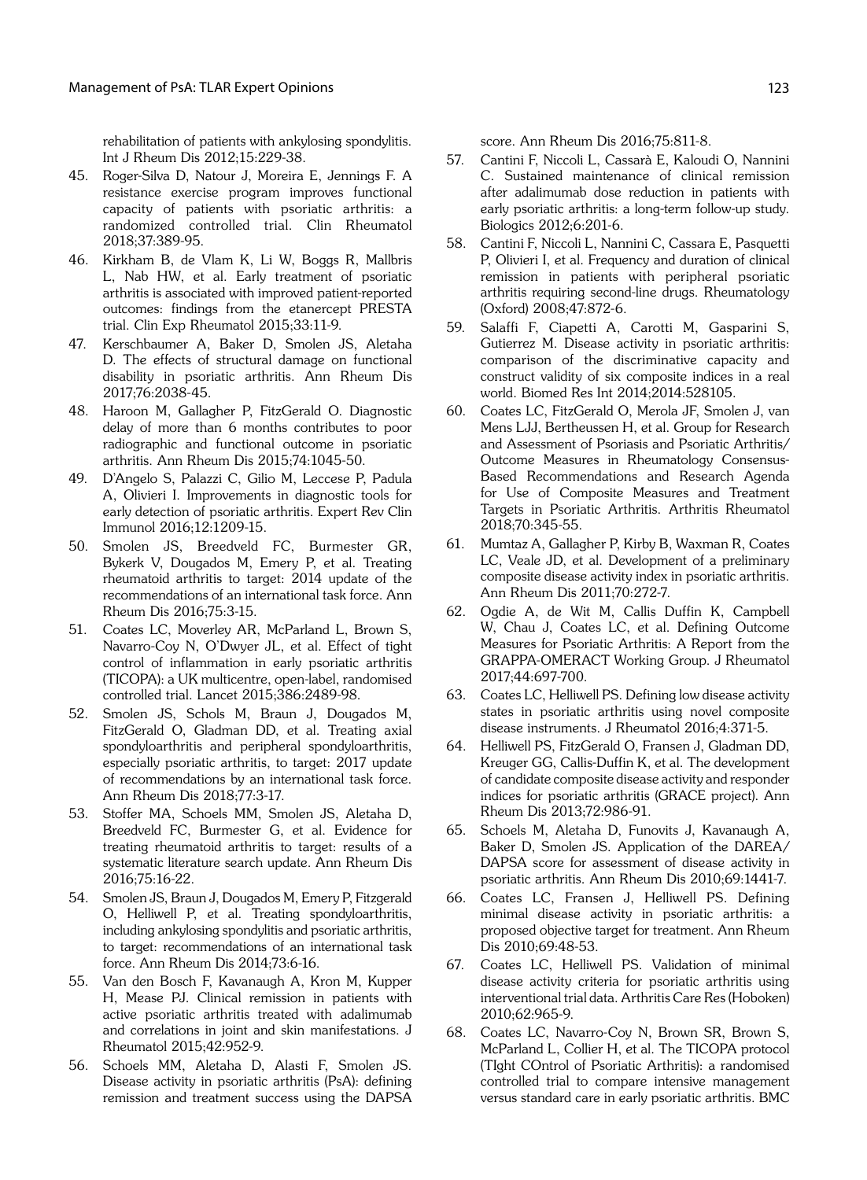rehabilitation of patients with ankylosing spondylitis. Int J Rheum Dis 2012;15:229-38.

45. Roger-Silva D, Natour J, Moreira E, Jennings F. A resistance exercise program improves functional capacity of patients with psoriatic arthritis: a randomized controlled trial. Clin Rheumatol 2018;37:389-95.
46. Kirkham B, de Vlam K, Li W, Boggs R, Mallbris L, Nab HW, et al. Early treatment of psoriatic arthritis is associated with improved patient-reported outcomes: findings from the etanercept PRESTA trial. Clin Exp Rheumatol 2015;33:11-9.
47. Kerschbaumer A, Baker D, Smolen JS, Aletaha D. The effects of structural damage on functional disability in psoriatic arthritis. Ann Rheum Dis 2017;76:2038-45.
48. Haroon M, Gallagher P, FitzGerald O. Diagnostic delay of more than 6 months contributes to poor radiographic and functional outcome in psoriatic arthritis. Ann Rheum Dis 2015;74:1045-50.
49. D'Angelo S, Palazzi C, Gilio M, Leccese P, Padula A, Olivieri I. Improvements in diagnostic tools for early detection of psoriatic arthritis. Expert Rev Clin Immunol 2016;12:1209-15.
50. Smolen JS, Breedveld FC, Burmester GR, Bykerk V, Dougados M, Emery P, et al. Treating rheumatoid arthritis to target: 2014 update of the recommendations of an international task force. Ann Rheum Dis 2016;75:3-15.
51. Coates LC, Moverley AR, McParland L, Brown S, Navarro-Coy N, O'Dwyer JL, et al. Effect of tight control of inflammation in early psoriatic arthritis (TICOPA): a UK multicentre, open-label, randomised controlled trial. Lancet 2015;386:2489-98.
52. Smolen JS, Schols M, Braun J, Dougados M, FitzGerald O, Gladman DD, et al. Treating axial spondyloarthritis and peripheral spondyloarthritis, especially psoriatic arthritis, to target: 2017 update of recommendations by an international task force. Ann Rheum Dis 2018;77:3-17.
53. Stoffer MA, Schoels MM, Smolen JS, Aletaha D, Breedveld FC, Burmester G, et al. Evidence for treating rheumatoid arthritis to target: results of a systematic literature search update. Ann Rheum Dis 2016;75:16-22.
54. Smolen JS, Braun J, Dougados M, Emery P, Fitzgerald O, Helliwell P, et al. Treating spondyloarthritis, including ankylosing spondylitis and psoriatic arthritis, to target: recommendations of an international task force. Ann Rheum Dis 2014;73:6-16.
55. Van den Bosch F, Kavanaugh A, Kron M, Kupper H, Mease PJ. Clinical remission in patients with active psoriatic arthritis treated with adalimumab and correlations in joint and skin manifestations. J Rheumatol 2015;42:952-9.
56. Schoels MM, Aletaha D, Alasti F, Smolen JS. Disease activity in psoriatic arthritis (PsA): defining remission and treatment success using the DAPSA score. Ann Rheum Dis 2016;75:811-8.
57. Cantini F, Niccoli L, Cassarà E, Kaloudi O, Nannini C. Sustained maintenance of clinical remission after adalimumab dose reduction in patients with early psoriatic arthritis: a long-term follow-up study. Biologics 2012;6:201-6.
58. Cantini F, Niccoli L, Nannini C, Cassara E, Pasquetti P, Olivieri I, et al. Frequency and duration of clinical remission in patients with peripheral psoriatic arthritis requiring second-line drugs. Rheumatology (Oxford) 2008;47:872-6.
59. Salaffi F, Ciapetti A, Carotti M, Gasparini S, Gutierrez M. Disease activity in psoriatic arthritis: comparison of the discriminative capacity and construct validity of six composite indices in a real world. Biomed Res Int 2014;2014:528105.
60. Coates LC, FitzGerald O, Merola JF, Smolen J, van Mens LJJ, Bertheussen H, et al. Group for Research and Assessment of Psoriasis and Psoriatic Arthritis/Outcome Measures in Rheumatology Consensus-Based Recommendations and Research Agenda for Use of Composite Measures and Treatment Targets in Psoriatic Arthritis. Arthritis Rheumatol 2018;70:345-55.
61. Mumtaz A, Gallagher P, Kirby B, Waxman R, Coates LC, Veale JD, et al. Development of a preliminary composite disease activity index in psoriatic arthritis. Ann Rheum Dis 2011;70:272-7.
62. Ogdie A, de Wit M, Callis Duffin K, Campbell W, Chau J, Coates LC, et al. Defining Outcome Measures for Psoriatic Arthritis: A Report from the GRAPPA-OMERACT Working Group. J Rheumatol 2017;44:697-700.
63. Coates LC, Helliwell PS. Defining low disease activity states in psoriatic arthritis using novel composite disease instruments. J Rheumatol 2016;4:371-5.
64. Helliwell PS, FitzGerald O, Fransen J, Gladman DD, Kreuger GG, Callis-Duffin K, et al. The development of candidate composite disease activity and responder indices for psoriatic arthritis (GRACE project). Ann Rheum Dis 2013;72:986-91.
65. Schoels M, Aletaha D, Funovits J, Kavanaugh A, Baker D, Smolen JS. Application of the DAREA/DAPSA score for assessment of disease activity in psoriatic arthritis. Ann Rheum Dis 2010;69:1441-7.
66. Coates LC, Fransen J, Helliwell PS. Defining minimal disease activity in psoriatic arthritis: a proposed objective target for treatment. Ann Rheum Dis 2010;69:48-53.
67. Coates LC, Helliwell PS. Validation of minimal disease activity criteria for psoriatic arthritis using interventional trial data. Arthritis Care Res (Hoboken) 2010;62:965-9.
68. Coates LC, Navarro-Coy N, Brown SR, Brown S, McParland L, Collier H, et al. The TICOPA protocol (TIght COntrol of Psoriatic Arthritis): a randomised controlled trial to compare intensive management versus standard care in early psoriatic arthritis. BMC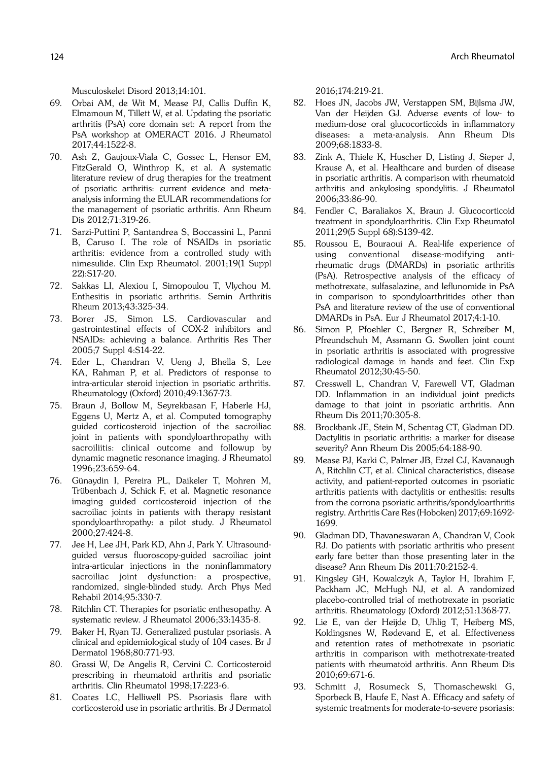Musculoskelet Disord 2013;14:101.

69. Orbai AM, de Wit M, Mease PJ, Callis Duffin K, Elmamoun M, Tillett W, et al. Updating the psoriatic arthritis (PsA) core domain set: A report from the PsA workshop at OMERACT 2016. J Rheumatol 2017;44:1522-8.
70. Ash Z, Gaujoux-Viala C, Gossec L, Hensor EM, FitzGerald O, Winthrop K, et al. A systematic literature review of drug therapies for the treatment of psoriatic arthritis: current evidence and meta-analysis informing the EULAR recommendations for the management of psoriatic arthritis. Ann Rheum Dis 2012;71:319-26.
71. Sarzi-Puttini P, Santandrea S, Boccassini L, Panni B, Caruso I. The role of NSAIDs in psoriatic arthritis: evidence from a controlled study with nimesulide. Clin Exp Rheumatol. 2001;19(1 Suppl 22):S17-20.
72. Sakkas LI, Alexiou I, Simopoulou T, Vlychou M. Enthesitis in psoriatic arthritis. Semin Arthritis Rheum 2013;43:325-34.
73. Borer JS, Simon LS. Cardiovascular and gastrointestinal effects of COX-2 inhibitors and NSAIDs: achieving a balance. Arthritis Res Ther 2005;7 Suppl 4:S14-22.
74. Eder L, Chandran V, Ueng J, Bhella S, Lee KA, Rahman P, et al. Predictors of response to intra-articular steroid injection in psoriatic arthritis. Rheumatology (Oxford) 2010;49:1367-73.
75. Braun J, Bollow M, Seyrekbasan F, Haberle HJ, Eggens U, Mertz A, et al. Computed tomography guided corticosteroid injection of the sacroiliac joint in patients with spondyloarthropathy with sacroiliitis: clinical outcome and followup by dynamic magnetic resonance imaging. J Rheumatol 1996;23:659-64.
76. Günaydin I, Pereira PL, Daikeler T, Mohren M, Trübenbach J, Schick F, et al. Magnetic resonance imaging guided corticosteroid injection of the sacroiliac joints in patients with therapy resistant spondyloarthropathy: a pilot study. J Rheumatol 2000;27:424-8.
77. Jee H, Lee JH, Park KD, Ahn J, Park Y. Ultrasound-guided versus fluoroscopy-guided sacroiliac joint intra-articular injections in the noninflammatory sacroiliac joint dysfunction: a prospective, randomized, single-blinded study. Arch Phys Med Rehabil 2014;95:330-7.
78. Ritchlin CT. Therapies for psoriatic enthesopathy. A systematic review. J Rheumatol 2006;33:1435-8.
79. Baker H, Ryan TJ. Generalized pustular psoriasis. A clinical and epidemiological study of 104 cases. Br J Dermatol 1968;80:771-93.
80. Grassi W, De Angelis R, Cervini C. Corticosteroid prescribing in rheumatoid arthritis and psoriatic arthritis. Clin Rheumatol 1998;17:223-6.
81. Coates LC, Helliwell PS. Psoriasis flare with corticosteroid use in psoriatic arthritis. Br J Dermatol 2016;174:219-21.
82. Hoes JN, Jacobs JW, Verstappen SM, Bijlsma JW, Van der Heijden GJ. Adverse events of low- to medium-dose oral glucocorticoids in inflammatory diseases: a meta-analysis. Ann Rheum Dis 2009;68:1833-8.
83. Zink A, Thiele K, Huscher D, Listing J, Sieper J, Krause A, et al. Healthcare and burden of disease in psoriatic arthritis. A comparison with rheumatoid arthritis and ankylosing spondylitis. J Rheumatol 2006;33:86-90.
84. Fendler C, Baraliakos X, Braun J. Glucocorticoid treatment in spondyloarthritis. Clin Exp Rheumatol 2011;29(5 Suppl 68):S139-42.
85. Roussou E, Bouraoui A. Real-life experience of using conventional disease-modifying anti-rheumatic drugs (DMARDs) in psoriatic arthritis (PsA). Retrospective analysis of the efficacy of methotrexate, sulfasalazine, and leflunomide in PsA in comparison to spondyloarthritides other than PsA and literature review of the use of conventional DMARDs in PsA. Eur J Rheumatol 2017;4:1-10.
86. Simon P, Pfoehler C, Bergner R, Schreiber M, Pfreundschuh M, Assmann G. Swollen joint count in psoriatic arthritis is associated with progressive radiological damage in hands and feet. Clin Exp Rheumatol 2012;30:45-50.
87. Cresswell L, Chandran V, Farewell VT, Gladman DD. Inflammation in an individual joint predicts damage to that joint in psoriatic arthritis. Ann Rheum Dis 2011;70:305-8.
88. Brockbank JE, Stein M, Schentag CT, Gladman DD. Dactylitis in psoriatic arthritis: a marker for disease severity? Ann Rheum Dis 2005;64:188-90.
89. Mease PJ, Karki C, Palmer JB, Etzel CJ, Kavanaugh A, Ritchlin CT, et al. Clinical characteristics, disease activity, and patient-reported outcomes in psoriatic arthritis patients with dactylitis or enthesitis: results from the corrona psoriatic arthritis/spondyloarthritis registry. Arthritis Care Res (Hoboken) 2017;69:1692-1699.
90. Gladman DD, Thavaneswaran A, Chandran V, Cook RJ. Do patients with psoriatic arthritis who present early fare better than those presenting later in the disease? Ann Rheum Dis 2011;70:2152-4.
91. Kingsley GH, Kowalczyk A, Taylor H, Ibrahim F, Packham JC, McHugh NJ, et al. A randomized placebo-controlled trial of methotrexate in psoriatic arthritis. Rheumatology (Oxford) 2012;51:1368-77.
92. Lie E, van der Heijde D, Uhlig T, Heiberg MS, Koldingsnes W, Rødevand E, et al. Effectiveness and retention rates of methotrexate in psoriatic arthritis in comparison with methotrexate-treated patients with rheumatoid arthritis. Ann Rheum Dis 2010;69:671-6.
93. Schmitt J, Rosumeck S, Thomaschewski G, Sporbeck B, Haufe E, Nast A. Efficacy and safety of systemic treatments for moderate-to-severe psoriasis: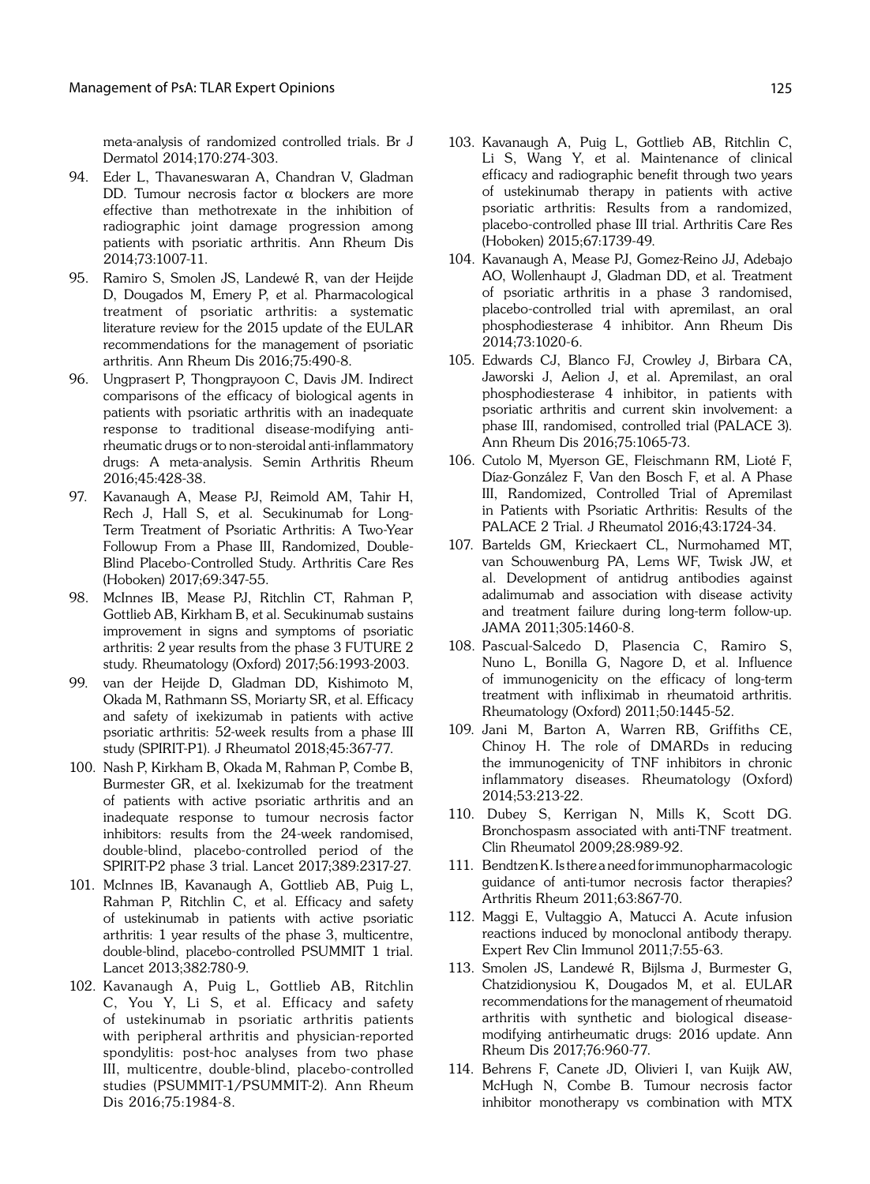meta-analysis of randomized controlled trials. Br J Dermatol 2014;170:274-303.

94. Eder L, Thavaneswaran A, Chandran V, Gladman DD. Tumour necrosis factor α blockers are more effective than methotrexate in the inhibition of radiographic joint damage progression among patients with psoriatic arthritis. Ann Rheum Dis 2014;73:1007-11.
95. Ramiro S, Smolen JS, Landewé R, van der Heijde D, Dougados M, Emery P, et al. Pharmacological treatment of psoriatic arthritis: a systematic literature review for the 2015 update of the EULAR recommendations for the management of psoriatic arthritis. Ann Rheum Dis 2016;75:490-8.
96. Ungprasert P, Thongprayoon C, Davis JM. Indirect comparisons of the efficacy of biological agents in patients with psoriatic arthritis with an inadequate response to traditional disease-modifying anti-rheumatic drugs or to non-steroidal anti-inflammatory drugs: A meta-analysis. Semin Arthritis Rheum 2016;45:428-38.
97. Kavanaugh A, Mease PJ, Reimold AM, Tahir H, Rech J, Hall S, et al. Secukinumab for Long-Term Treatment of Psoriatic Arthritis: A Two-Year Followup From a Phase III, Randomized, Double-Blind Placebo-Controlled Study. Arthritis Care Res (Hoboken) 2017;69:347-55.
98. McInnes IB, Mease PJ, Ritchlin CT, Rahman P, Gottlieb AB, Kirkham B, et al. Secukinumab sustains improvement in signs and symptoms of psoriatic arthritis: 2 year results from the phase 3 FUTURE 2 study. Rheumatology (Oxford) 2017;56:1993-2003.
99. van der Heijde D, Gladman DD, Kishimoto M, Okada M, Rathmann SS, Moriarty SR, et al. Efficacy and safety of ixekizumab in patients with active psoriatic arthritis: 52-week results from a phase III study (SPIRIT-P1). J Rheumatol 2018;45:367-77.
100. Nash P, Kirkham B, Okada M, Rahman P, Combe B, Burmester GR, et al. Ixekizumab for the treatment of patients with active psoriatic arthritis and an inadequate response to tumour necrosis factor inhibitors: results from the 24-week randomised, double-blind, placebo-controlled period of the SPIRIT-P2 phase 3 trial. Lancet 2017;389:2317-27.
101. McInnes IB, Kavanaugh A, Gottlieb AB, Puig L, Rahman P, Ritchlin C, et al. Efficacy and safety of ustekinumab in patients with active psoriatic arthritis: 1 year results of the phase 3, multicentre, double-blind, placebo-controlled PSUMMIT 1 trial. Lancet 2013;382:780-9.
102. Kavanaugh A, Puig L, Gottlieb AB, Ritchlin C, You Y, Li S, et al. Efficacy and safety of ustekinumab in psoriatic arthritis patients with peripheral arthritis and physician-reported spondylitis: post-hoc analyses from two phase III, multicentre, double-blind, placebo-controlled studies (PSUMMIT-1/PSUMMIT-2). Ann Rheum Dis 2016;75:1984-8.
103. Kavanaugh A, Puig L, Gottlieb AB, Ritchlin C, Li S, Wang Y, et al. Maintenance of clinical efficacy and radiographic benefit through two years of ustekinumab therapy in patients with active psoriatic arthritis: Results from a randomized, placebo-controlled phase III trial. Arthritis Care Res (Hoboken) 2015;67:1739-49.
104. Kavanaugh A, Mease PJ, Gomez-Reino JJ, Adebajo AO, Wollenhaupt J, Gladman DD, et al. Treatment of psoriatic arthritis in a phase 3 randomised, placebo-controlled trial with apremilast, an oral phosphodiesterase 4 inhibitor. Ann Rheum Dis 2014;73:1020-6.
105. Edwards CJ, Blanco FJ, Crowley J, Birbara CA, Jaworski J, Aelion J, et al. Apremilast, an oral phosphodiesterase 4 inhibitor, in patients with psoriatic arthritis and current skin involvement: a phase III, randomised, controlled trial (PALACE 3). Ann Rheum Dis 2016;75:1065-73.
106. Cutolo M, Myerson GE, Fleischmann RM, Lioté F, Díaz-González F, Van den Bosch F, et al. A Phase III, Randomized, Controlled Trial of Apremilast in Patients with Psoriatic Arthritis: Results of the PALACE 2 Trial. J Rheumatol 2016;43:1724-34.
107. Bartelds GM, Krieckaert CL, Nurmohamed MT, van Schouwenburg PA, Lems WF, Twisk JW, et al. Development of antidrug antibodies against adalimumab and association with disease activity and treatment failure during long-term follow-up. JAMA 2011;305:1460-8.
108. Pascual-Salcedo D, Plasencia C, Ramiro S, Nuno L, Bonilla G, Nagore D, et al. Influence of immunogenicity on the efficacy of long-term treatment with infliximab in rheumatoid arthritis. Rheumatology (Oxford) 2011;50:1445-52.
109. Jani M, Barton A, Warren RB, Griffiths CE, Chinoy H. The role of DMARDs in reducing the immunogenicity of TNF inhibitors in chronic inflammatory diseases. Rheumatology (Oxford) 2014;53:213-22.
110. Dubey S, Kerrigan N, Mills K, Scott DG. Bronchospasm associated with anti-TNF treatment. Clin Rheumatol 2009;28:989-92.
111. Bendtzen K. Is there a need for immunopharmacologic guidance of anti-tumor necrosis factor therapies? Arthritis Rheum 2011;63:867-70.
112. Maggi E, Vultaggio A, Matucci A. Acute infusion reactions induced by monoclonal antibody therapy. Expert Rev Clin Immunol 2011;7:55-63.
113. Smolen JS, Landewé R, Bijlsma J, Burmester G, Chatzidionysiou K, Dougados M, et al. EULAR recommendations for the management of rheumatoid arthritis with synthetic and biological disease-modifying antirheumatic drugs: 2016 update. Ann Rheum Dis 2017;76:960-77.
114. Behrens F, Canete JD, Olivieri I, van Kuijk AW, McHugh N, Combe B. Tumour necrosis factor inhibitor monotherapy vs combination with MTX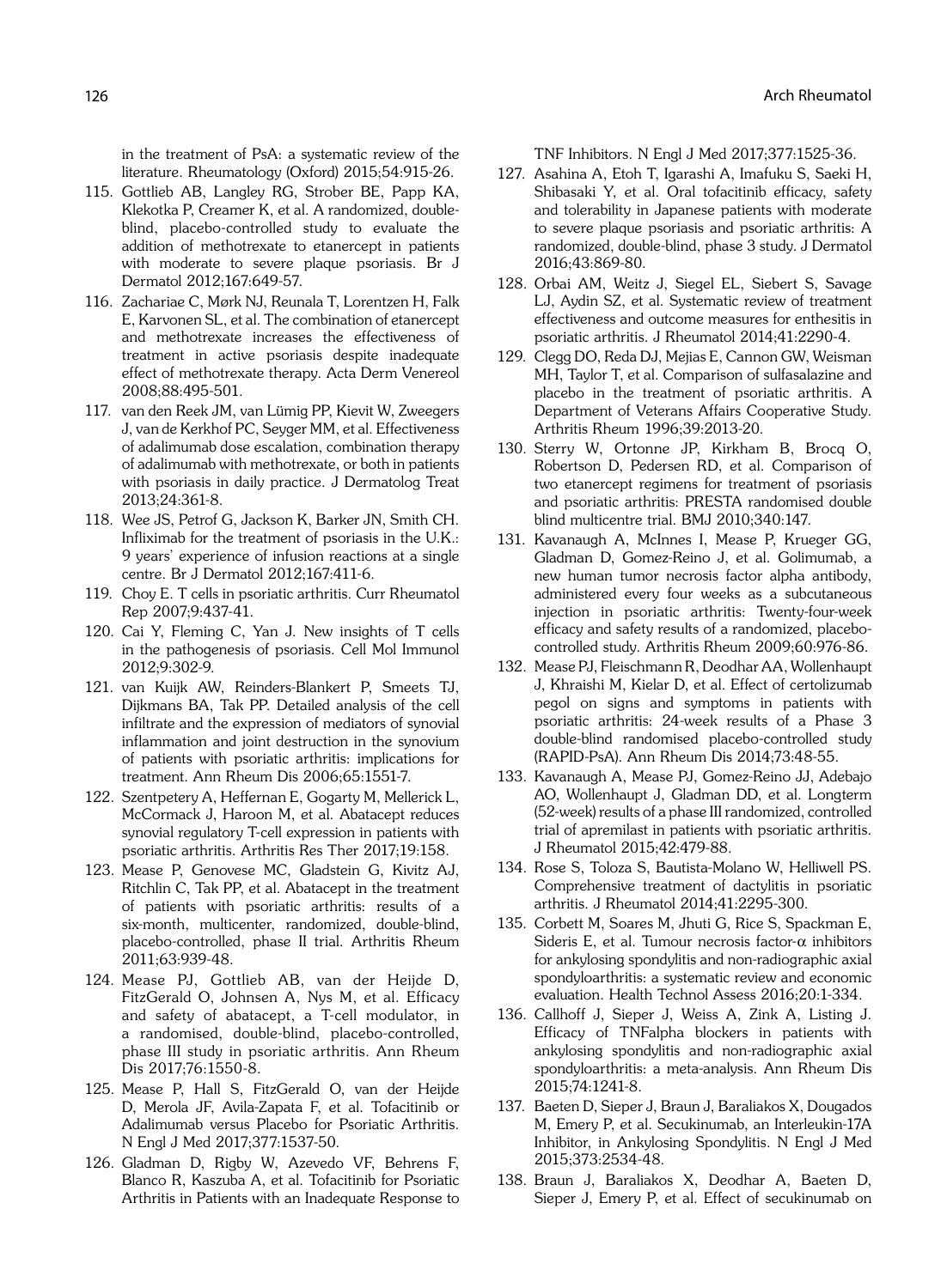in the treatment of PsA: a systematic review of the literature. Rheumatology (Oxford) 2015;54:915-26.

115. Gottlieb AB, Langley RG, Strober BE, Papp KA, Klekotka P, Creamer K, et al. A randomized, double-blind, placebo-controlled study to evaluate the addition of methotrexate to etanercept in patients with moderate to severe plaque psoriasis. Br J Dermatol 2012;167:649-57.
116. Zachariae C, Mørk NJ, Reunala T, Lorentzen H, Falk E, Karvonen SL, et al. The combination of etanercept and methotrexate increases the effectiveness of treatment in active psoriasis despite inadequate effect of methotrexate therapy. Acta Derm Venereol 2008;88:495-501.
117. van den Reek JM, van Lümig PP, Kievit W, Zweegers J, van de Kerkhof PC, Seyger MM, et al. Effectiveness of adalimumab dose escalation, combination therapy of adalimumab with methotrexate, or both in patients with psoriasis in daily practice. J Dermatolog Treat 2013;24:361-8.
118. Wee JS, Petrof G, Jackson K, Barker JN, Smith CH. Infliximab for the treatment of psoriasis in the U.K.: 9 years' experience of infusion reactions at a single centre. Br J Dermatol 2012;167:411-6.
119. Choy E. T cells in psoriatic arthritis. Curr Rheumatol Rep 2007;9:437-41.
120. Cai Y, Fleming C, Yan J. New insights of T cells in the pathogenesis of psoriasis. Cell Mol Immunol 2012;9:302-9.
121. van Kuijk AW, Reinders-Blankert P, Smeets TJ, Dijkmans BA, Tak PP. Detailed analysis of the cell infiltrate and the expression of mediators of synovial inflammation and joint destruction in the synovium of patients with psoriatic arthritis: implications for treatment. Ann Rheum Dis 2006;65:1551-7.
122. Szentpetery A, Heffernan E, Gogarty M, Mellerick L, McCormack J, Haroon M, et al. Abatacept reduces synovial regulatory T-cell expression in patients with psoriatic arthritis. Arthritis Res Ther 2017;19:158.
123. Mease P, Genovese MC, Gladstein G, Kivitz AJ, Ritchlin C, Tak PP, et al. Abatacept in the treatment of patients with psoriatic arthritis: results of a six-month, multicenter, randomized, double-blind, placebo-controlled, phase II trial. Arthritis Rheum 2011;63:939-48.
124. Mease PJ, Gottlieb AB, van der Heijde D, FitzGerald O, Johnsen A, Nys M, et al. Efficacy and safety of abatacept, a T-cell modulator, in a randomised, double-blind, placebo-controlled, phase III study in psoriatic arthritis. Ann Rheum Dis 2017;76:1550-8.
125. Mease P, Hall S, FitzGerald O, van der Heijde D, Merola JF, Avila-Zapata F, et al. Tofacitinib or Adalimumab versus Placebo for Psoriatic Arthritis. N Engl J Med 2017;377:1537-50.
126. Gladman D, Rigby W, Azevedo VF, Behrens F, Blanco R, Kaszuba A, et al. Tofacitinib for Psoriatic Arthritis in Patients with an Inadequate Response to TNF Inhibitors. N Engl J Med 2017;377:1525-36.
127. Asahina A, Etoh T, Igarashi A, Imafuku S, Saeki H, Shibasaki Y, et al. Oral tofacitinib efficacy, safety and tolerability in Japanese patients with moderate to severe plaque psoriasis and psoriatic arthritis: A randomized, double-blind, phase 3 study. J Dermatol 2016;43:869-80.
128. Orbai AM, Weitz J, Siegel EL, Siebert S, Savage LJ, Aydin SZ, et al. Systematic review of treatment effectiveness and outcome measures for enthesitis in psoriatic arthritis. J Rheumatol 2014;41:2290-4.
129. Clegg DO, Reda DJ, Mejias E, Cannon GW, Weisman MH, Taylor T, et al. Comparison of sulfasalazine and placebo in the treatment of psoriatic arthritis. A Department of Veterans Affairs Cooperative Study. Arthritis Rheum 1996;39:2013-20.
130. Sterry W, Ortonne JP, Kirkham B, Brocq O, Robertson D, Pedersen RD, et al. Comparison of two etanercept regimens for treatment of psoriasis and psoriatic arthritis: PRESTA randomised double blind multicentre trial. BMJ 2010;340:147.
131. Kavanaugh A, McInnes I, Mease P, Krueger GG, Gladman D, Gomez-Reino J, et al. Golimumab, a new human tumor necrosis factor alpha antibody, administered every four weeks as a subcutaneous injection in psoriatic arthritis: Twenty-four-week efficacy and safety results of a randomized, placebo-controlled study. Arthritis Rheum 2009;60:976-86.
132. Mease PJ, Fleischmann R, Deodhar AA, Wollenhaupt J, Khraishi M, Kielar D, et al. Effect of certolizumab pegol on signs and symptoms in patients with psoriatic arthritis: 24-week results of a Phase 3 double-blind randomised placebo-controlled study (RAPID-PsA). Ann Rheum Dis 2014;73:48-55.
133. Kavanaugh A, Mease PJ, Gomez-Reino JJ, Adebajo AO, Wollenhaupt J, Gladman DD, et al. Longterm (52-week) results of a phase III randomized, controlled trial of apremilast in patients with psoriatic arthritis. J Rheumatol 2015;42:479-88.
134. Rose S, Toloza S, Bautista-Molano W, Helliwell PS. Comprehensive treatment of dactylitis in psoriatic arthritis. J Rheumatol 2014;41:2295-300.
135. Corbett M, Soares M, Jhuti G, Rice S, Spackman E, Sideris E, et al. Tumour necrosis factor-α inhibitors for ankylosing spondylitis and non-radiographic axial spondyloarthritis: a systematic review and economic evaluation. Health Technol Assess 2016;20:1-334.
136. Callhoff J, Sieper J, Weiss A, Zink A, Listing J. Efficacy of TNFalpha blockers in patients with ankylosing spondylitis and non-radiographic axial spondyloarthritis: a meta-analysis. Ann Rheum Dis 2015;74:1241-8.
137. Baeten D, Sieper J, Braun J, Baraliakos X, Dougados M, Emery P, et al. Secukinumab, an Interleukin-17A Inhibitor, in Ankylosing Spondylitis. N Engl J Med 2015;373:2534-48.
138. Braun J, Baraliakos X, Deodhar A, Baeten D, Sieper J, Emery P, et al. Effect of secukinumab on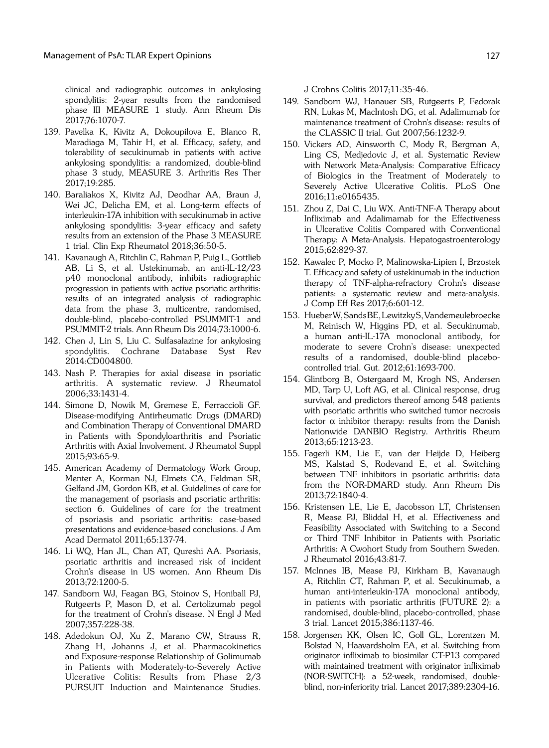clinical and radiographic outcomes in ankylosing spondylitis: 2-year results from the randomised phase III MEASURE 1 study. Ann Rheum Dis 2017;76:1070-7.

139. Pavelka K, Kivitz A, Dokoupilova E, Blanco R, Maradiaga M, Tahir H, et al. Efficacy, safety, and tolerability of secukinumab in patients with active ankylosing spondylitis: a randomized, double-blind phase 3 study, MEASURE 3. Arthritis Res Ther 2017;19:285.
140. Baraliakos X, Kivitz AJ, Deodhar AA, Braun J, Wei JC, Delicha EM, et al. Long-term effects of interleukin-17A inhibition with secukinumab in active ankylosing spondylitis: 3-year efficacy and safety results from an extension of the Phase 3 MEASURE 1 trial. Clin Exp Rheumatol 2018;36:50-5.
141. Kavanaugh A, Ritchlin C, Rahman P, Puig L, Gottlieb AB, Li S, et al. Ustekinumab, an anti-IL-12/23 p40 monoclonal antibody, inhibits radiographic progression in patients with active psoriatic arthritis: results of an integrated analysis of radiographic data from the phase 3, multicentre, randomised, double-blind, placebo-controlled PSUMMIT-1 and PSUMMIT-2 trials. Ann Rheum Dis 2014;73:1000-6.
142. Chen J, Lin S, Liu C. Sulfasalazine for ankylosing spondylitis. Cochrane Database Syst Rev 2014:CD004800.
143. Nash P. Therapies for axial disease in psoriatic arthritis. A systematic review. J Rheumatol 2006;33:1431-4.
144. Simone D, Nowik M, Gremese E, Ferraccioli GF. Disease-modifying Antirheumatic Drugs (DMARD) and Combination Therapy of Conventional DMARD in Patients with Spondyloarthritis and Psoriatic Arthritis with Axial Involvement. J Rheumatol Suppl 2015;93:65-9.
145. American Academy of Dermatology Work Group, Menter A, Korman NJ, Elmets CA, Feldman SR, Gelfand JM, Gordon KB, et al. Guidelines of care for the management of psoriasis and psoriatic arthritis: section 6. Guidelines of care for the treatment of psoriasis and psoriatic arthritis: case-based presentations and evidence-based conclusions. J Am Acad Dermatol 2011;65:137-74.
146. Li WQ, Han JL, Chan AT, Qureshi AA. Psoriasis, psoriatic arthritis and increased risk of incident Crohn's disease in US women. Ann Rheum Dis 2013;72:1200-5.
147. Sandborn WJ, Feagan BG, Stoinov S, Honiball PJ, Rutgeerts P, Mason D, et al. Certolizumab pegol for the treatment of Crohn's disease. N Engl J Med 2007;357:228-38.
148. Adedokun OJ, Xu Z, Marano CW, Strauss R, Zhang H, Johanns J, et al. Pharmacokinetics and Exposure-response Relationship of Golimumab in Patients with Moderately-to-Severely Active Ulcerative Colitis: Results from Phase 2/3 PURSUIT Induction and Maintenance Studies. J Crohns Colitis 2017;11:35-46.
149. Sandborn WJ, Hanauer SB, Rutgeerts P, Fedorak RN, Lukas M, MacIntosh DG, et al. Adalimumab for maintenance treatment of Crohn's disease: results of the CLASSIC II trial. Gut 2007;56:1232-9.
150. Vickers AD, Ainsworth C, Mody R, Bergman A, Ling CS, Medjedovic J, et al. Systematic Review with Network Meta-Analysis: Comparative Efficacy of Biologics in the Treatment of Moderately to Severely Active Ulcerative Colitis. PLoS One 2016;11:e0165435.
151. Zhou Z, Dai C, Liu WX. Anti-TNF-A Therapy about Infliximab and Adalimamab for the Effectiveness in Ulcerative Colitis Compared with Conventional Therapy: A Meta-Analysis. Hepatogastroenterology 2015;62:829-37.
152. Kawalec P, Mocko P, Malinowska-Lipien I, Brzostek T. Efficacy and safety of ustekinumab in the induction therapy of TNF-alpha-refractory Crohn's disease patients: a systematic review and meta-analysis. J Comp Eff Res 2017;6:601-12.
153. Hueber W, Sands BE, Lewitzky S, Vandemeulebroecke M, Reinisch W, Higgins PD, et al. Secukinumab, a human anti-IL-17A monoclonal antibody, for moderate to severe Crohn's disease: unexpected results of a randomised, double-blind placebo-controlled trial. Gut. 2012;61:1693-700.
154. Glintborg B, Ostergaard M, Krogh NS, Andersen MD, Tarp U, Loft AG, et al. Clinical response, drug survival, and predictors thereof among 548 patients with psoriatic arthritis who switched tumor necrosis factor $\alpha$ inhibitor therapy: results from the Danish Nationwide DANBIO Registry. Arthritis Rheum 2013;65:1213-23.
155. Fagerli KM, Lie E, van der Heijde D, Heiberg MS, Kalstad S, Rodevand E, et al. Switching between TNF inhibitors in psoriatic arthritis: data from the NOR-DMARD study. Ann Rheum Dis 2013;72:1840-4.
156. Kristensen LE, Lie E, Jacobsson LT, Christensen R, Mease PJ, Bliddal H, et al. Effectiveness and Feasibility Associated with Switching to a Second or Third TNF Inhibitor in Patients with Psoriatic Arthritis: A Cwohort Study from Southern Sweden. J Rheumatol 2016;43:81-7.
157. McInnes IB, Mease PJ, Kirkham B, Kavanaugh A, Ritchlin CT, Rahman P, et al. Secukinumab, a human anti-interleukin-17A monoclonal antibody, in patients with psoriatic arthritis (FUTURE 2): a randomised, double-blind, placebo-controlled, phase 3 trial. Lancet 2015;386:1137-46.
158. Jorgensen KK, Olsen IC, Goll GL, Lorentzen M, Bolstad N, Haavardsholm EA, et al. Switching from originator infliximab to biosimilar CT-P13 compared with maintained treatment with originator infliximab (NOR-SWITCH): a 52-week, randomised, double-blind, non-inferiority trial. Lancet 2017;389:2304-16.